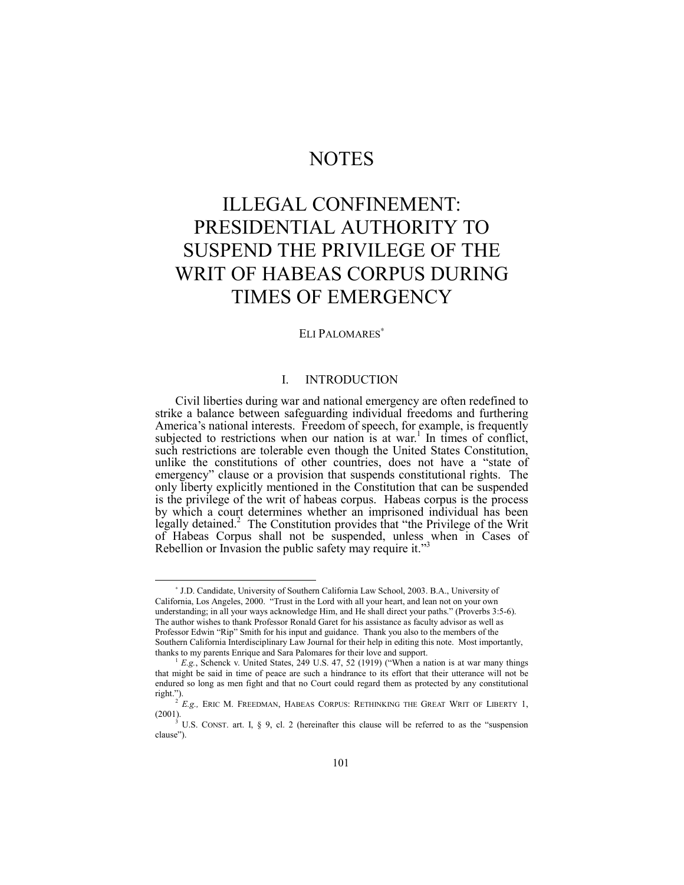# NOTES

# ILLEGAL CONFINEMENT: PRESIDENTIAL AUTHORITY TO SUSPEND THE PRIVILEGE OF THE WRIT OF HABEAS CORPUS DURING TIMES OF EMERGENCY

ELI PALOMARES[*]

## I. INTRODUCTION

Civil liberties during war and national emergency are often redefined to strike a balance between safeguarding individual freedoms and furthering America's national interests. Freedom of speech, for example, is frequently subjected to restrictions when our nation is at war.[1] In times of conflict, such restrictions are tolerable even though the United States Constitution, unlike the constitutions of other countries, does not have a "state of emergency" clause or a provision that suspends constitutional rights. The only liberty explicitly mentioned in the Constitution that can be suspended is the privilege of the writ of habeas corpus. Habeas corpus is the process by which a court determines whether an imprisoned individual has been legally detained.[2] The Constitution provides that "the Privilege of the Writ of Habeas Corpus shall not be suspended, unless when in Cases of Rebellion or Invasion the public safety may require it."[3]

---

[*] J.D. Candidate, University of Southern California Law School, 2003. B.A., University of California, Los Angeles, 2000. "Trust in the Lord with all your heart, and lean not on your own understanding; in all your ways acknowledge Him, and He shall direct your paths." (Proverbs 3:5-6). The author wishes to thank Professor Ronald Garet for his assistance as faculty advisor as well as Professor Edwin "Rip" Smith for his input and guidance. Thank you also to the members of the Southern California Interdisciplinary Law Journal for their help in editing this note. Most importantly, thanks to my parents Enrique and Sara Palomares for their love and support.

[1] *E.g.*, Schenck v. United States, 249 U.S. 47, 52 (1919) ("When a nation is at war many things that might be said in time of peace are such a hindrance to its effort that their utterance will not be endured so long as men fight and that no Court could regard them as protected by any constitutional right.").

[2] *E.g.,* ERIC M. FREEDMAN, HABEAS CORPUS: RETHINKING THE GREAT WRIT OF LIBERTY 1, (2001).

[3] U.S. CONST. art. I, § 9, cl. 2 (hereinafter this clause will be referred to as the "suspension clause").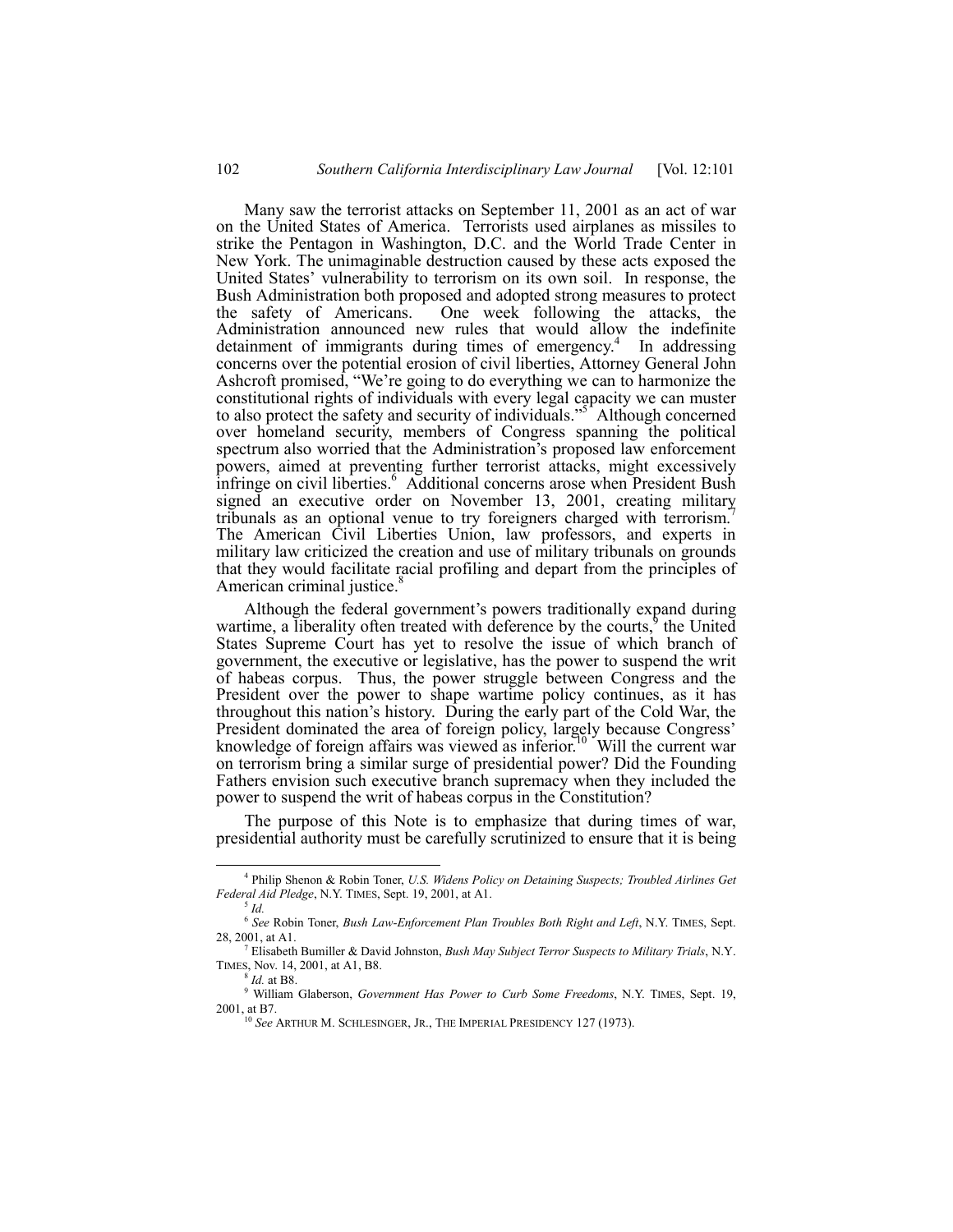Many saw the terrorist attacks on September 11, 2001 as an act of war on the United States of America. Terrorists used airplanes as missiles to strike the Pentagon in Washington, D.C. and the World Trade Center in New York. The unimaginable destruction caused by these acts exposed the United States' vulnerability to terrorism on its own soil. In response, the Bush Administration both proposed and adopted strong measures to protect the safety of Americans. One week following the attacks, the Administration announced new rules that would allow the indefinite detainment of immigrants during times of emergency.[4] In addressing concerns over the potential erosion of civil liberties, Attorney General John Ashcroft promised, "We're going to do everything we can to harmonize the constitutional rights of individuals with every legal capacity we can muster to also protect the safety and security of individuals."[5] Although concerned over homeland security, members of Congress spanning the political spectrum also worried that the Administration's proposed law enforcement powers, aimed at preventing further terrorist attacks, might excessively infringe on civil liberties.[6] Additional concerns arose when President Bush signed an executive order on November 13, 2001, creating military tribunals as an optional venue to try foreigners charged with terrorism.[7] The American Civil Liberties Union, law professors, and experts in military law criticized the creation and use of military tribunals on grounds that they would facilitate racial profiling and depart from the principles of American criminal justice.[8]

Although the federal government's powers traditionally expand during wartime, a liberality often treated with deference by the courts,[9] the United States Supreme Court has yet to resolve the issue of which branch of government, the executive or legislative, has the power to suspend the writ of habeas corpus. Thus, the power struggle between Congress and the President over the power to shape wartime policy continues, as it has throughout this nation's history. During the early part of the Cold War, the President dominated the area of foreign policy, largely because Congress' knowledge of foreign affairs was viewed as inferior.[10] Will the current war on terrorism bring a similar surge of presidential power? Did the Founding Fathers envision such executive branch supremacy when they included the power to suspend the writ of habeas corpus in the Constitution?

The purpose of this Note is to emphasize that during times of war, presidential authority must be carefully scrutinized to ensure that it is being

---

[4] Philip Shenon & Robin Toner, *U.S. Widens Policy on Detaining Suspects; Troubled Airlines Get Federal Aid Pledge*, N.Y. TIMES, Sept. 19, 2001, at A1.

[5] *Id.*

[6] *See* Robin Toner, *Bush Law-Enforcement Plan Troubles Both Right and Left*, N.Y. TIMES, Sept. 28, 2001, at A1.

[7] Elisabeth Bumiller & David Johnston, *Bush May Subject Terror Suspects to Military Trials*, N.Y. TIMES, Nov. 14, 2001, at A1, B8.

[8] *Id.* at B8.

[9] William Glaberson, *Government Has Power to Curb Some Freedoms*, N.Y. TIMES, Sept. 19, 2001, at B7.

[10] *See* ARTHUR M. SCHLESINGER, JR., THE IMPERIAL PRESIDENCY 127 (1973).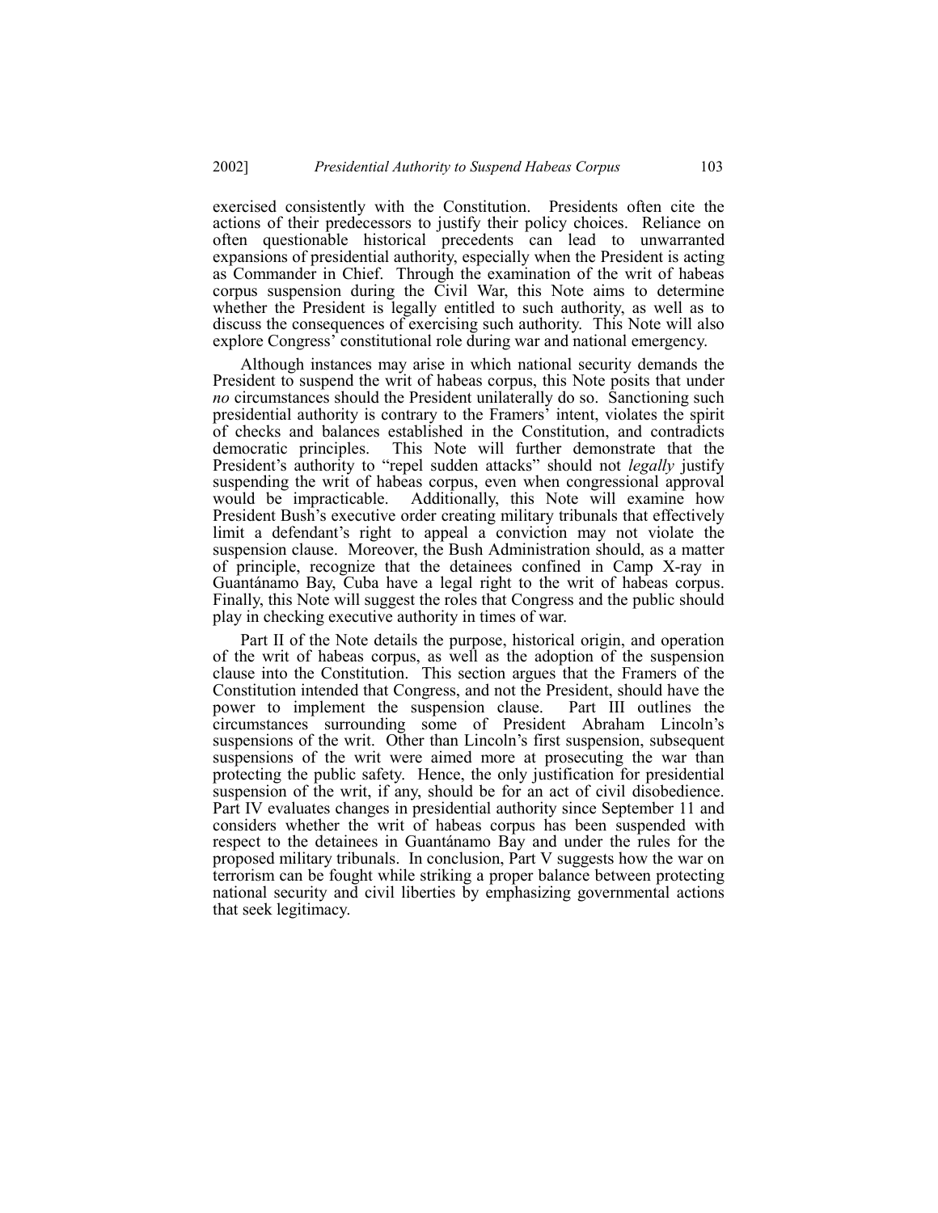exercised consistently with the Constitution. Presidents often cite the actions of their predecessors to justify their policy choices. Reliance on often questionable historical precedents can lead to unwarranted expansions of presidential authority, especially when the President is acting as Commander in Chief. Through the examination of the writ of habeas corpus suspension during the Civil War, this Note aims to determine whether the President is legally entitled to such authority, as well as to discuss the consequences of exercising such authority. This Note will also explore Congress' constitutional role during war and national emergency.

Although instances may arise in which national security demands the President to suspend the writ of habeas corpus, this Note posits that under *no* circumstances should the President unilaterally do so. Sanctioning such presidential authority is contrary to the Framers' intent, violates the spirit of checks and balances established in the Constitution, and contradicts democratic principles. This Note will further demonstrate that the President's authority to "repel sudden attacks" should not *legally* justify suspending the writ of habeas corpus, even when congressional approval would be impracticable. Additionally, this Note will examine how President Bush's executive order creating military tribunals that effectively limit a defendant's right to appeal a conviction may not violate the suspension clause. Moreover, the Bush Administration should, as a matter of principle, recognize that the detainees confined in Camp X-ray in Guantánamo Bay, Cuba have a legal right to the writ of habeas corpus. Finally, this Note will suggest the roles that Congress and the public should play in checking executive authority in times of war.

Part II of the Note details the purpose, historical origin, and operation of the writ of habeas corpus, as well as the adoption of the suspension clause into the Constitution. This section argues that the Framers of the Constitution intended that Congress, and not the President, should have the power to implement the suspension clause. Part III outlines the circumstances surrounding some of President Abraham Lincoln's suspensions of the writ. Other than Lincoln's first suspension, subsequent suspensions of the writ were aimed more at prosecuting the war than protecting the public safety. Hence, the only justification for presidential suspension of the writ, if any, should be for an act of civil disobedience. Part IV evaluates changes in presidential authority since September 11 and considers whether the writ of habeas corpus has been suspended with respect to the detainees in Guantánamo Bay and under the rules for the proposed military tribunals. In conclusion, Part V suggests how the war on terrorism can be fought while striking a proper balance between protecting national security and civil liberties by emphasizing governmental actions that seek legitimacy.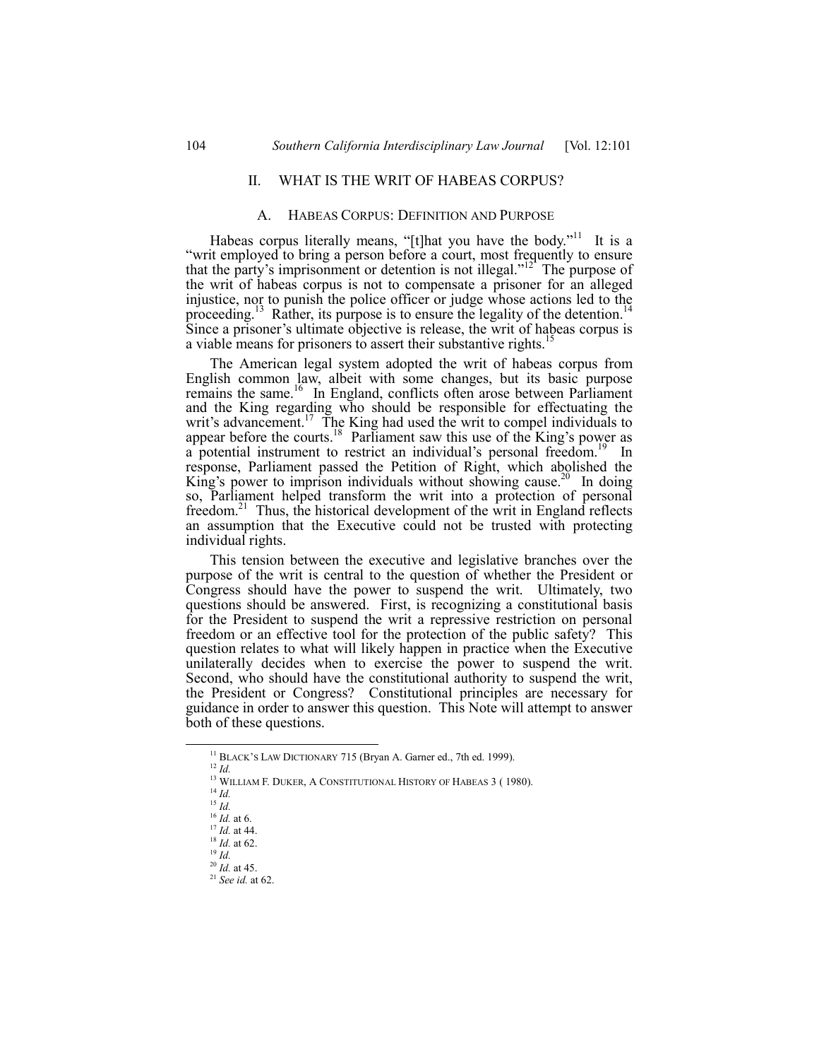## II. WHAT IS THE WRIT OF HABEAS CORPUS?

### A. HABEAS CORPUS: DEFINITION AND PURPOSE

Habeas corpus literally means, "[t]hat you have the body."[11] It is a "writ employed to bring a person before a court, most frequently to ensure that the party's imprisonment or detention is not illegal."[12] The purpose of the writ of habeas corpus is not to compensate a prisoner for an alleged injustice, nor to punish the police officer or judge whose actions led to the proceeding.[13] Rather, its purpose is to ensure the legality of the detention.[14] Since a prisoner's ultimate objective is release, the writ of habeas corpus is a viable means for prisoners to assert their substantive rights.[15]

The American legal system adopted the writ of habeas corpus from English common law, albeit with some changes, but its basic purpose remains the same.[16] In England, conflicts often arose between Parliament and the King regarding who should be responsible for effectuating the writ's advancement.[17] The King had used the writ to compel individuals to appear before the courts.[18] Parliament saw this use of the King's power as a potential instrument to restrict an individual's personal freedom.[19] In response, Parliament passed the Petition of Right, which abolished the King's power to imprison individuals without showing cause.[20] In doing so, Parliament helped transform the writ into a protection of personal freedom.[21] Thus, the historical development of the writ in England reflects an assumption that the Executive could not be trusted with protecting individual rights.

This tension between the executive and legislative branches over the purpose of the writ is central to the question of whether the President or Congress should have the power to suspend the writ. Ultimately, two questions should be answered. First, is recognizing a constitutional basis for the President to suspend the writ a repressive restriction on personal freedom or an effective tool for the protection of the public safety? This question relates to what will likely happen in practice when the Executive unilaterally decides when to exercise the power to suspend the writ. Second, who should have the constitutional authority to suspend the writ, the President or Congress? Constitutional principles are necessary for guidance in order to answer this question. This Note will attempt to answer both of these questions.

---

[11] BLACK'S LAW DICTIONARY 715 (Bryan A. Garner ed., 7th ed. 1999).

[12] *Id.*

[13] WILLIAM F. DUKER, A CONSTITUTIONAL HISTORY OF HABEAS 3 ( 1980).

[14] *Id.*

[15] *Id.*

[16] *Id.* at 6.

[17] *Id.* at 44.

[18] *Id.* at 62.

[19] *Id.*

[20] *Id.* at 45.

[21] *See id.* at 62.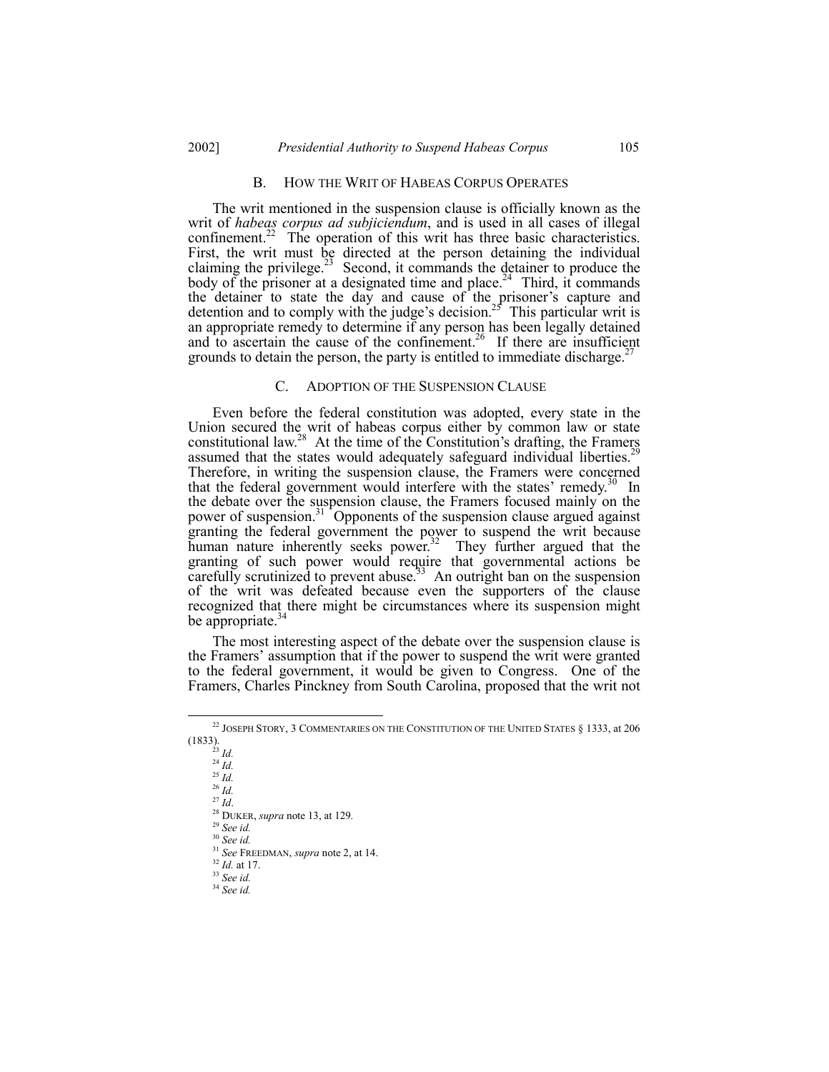### B. How the Writ of Habeas Corpus Operates

The writ mentioned in the suspension clause is officially known as the writ of *habeas corpus ad subjiciendum*, and is used in all cases of illegal confinement.[22] The operation of this writ has three basic characteristics. First, the writ must be directed at the person detaining the individual claiming the privilege.[23] Second, it commands the detainer to produce the body of the prisoner at a designated time and place.[24] Third, it commands the detainer to state the day and cause of the prisoner's capture and detention and to comply with the judge's decision.[25] This particular writ is an appropriate remedy to determine if any person has been legally detained and to ascertain the cause of the confinement.[26] If there are insufficient grounds to detain the person, the party is entitled to immediate discharge.[27]

### C. Adoption of the Suspension Clause

Even before the federal constitution was adopted, every state in the Union secured the writ of habeas corpus either by common law or state constitutional law.[28] At the time of the Constitution's drafting, the Framers assumed that the states would adequately safeguard individual liberties.[29] Therefore, in writing the suspension clause, the Framers were concerned that the federal government would interfere with the states' remedy.[30] In the debate over the suspension clause, the Framers focused mainly on the power of suspension.[31] Opponents of the suspension clause argued against granting the federal government the power to suspend the writ because human nature inherently seeks power.[32] They further argued that the granting of such power would require that governmental actions be carefully scrutinized to prevent abuse.[33] An outright ban on the suspension of the writ was defeated because even the supporters of the clause recognized that there might be circumstances where its suspension might be appropriate.[34]

The most interesting aspect of the debate over the suspension clause is the Framers' assumption that if the power to suspend the writ were granted to the federal government, it would be given to Congress. One of the Framers, Charles Pinckney from South Carolina, proposed that the writ not

---

[22] JOSEPH STORY, 3 COMMENTARIES ON THE CONSTITUTION OF THE UNITED STATES § 1333, at 206 (1833).

[23] *Id.*

[24] *Id.*

[25] *Id.*

[26] *Id.*

[27] *Id*.

[28] DUKER, *supra* note 13, at 129.

[29] *See id.*

[30] *See id.*

[31] *See* FREEDMAN, *supra* note 2, at 14.

[32] *Id.* at 17.

[33] *See id.*

[34] *See id.*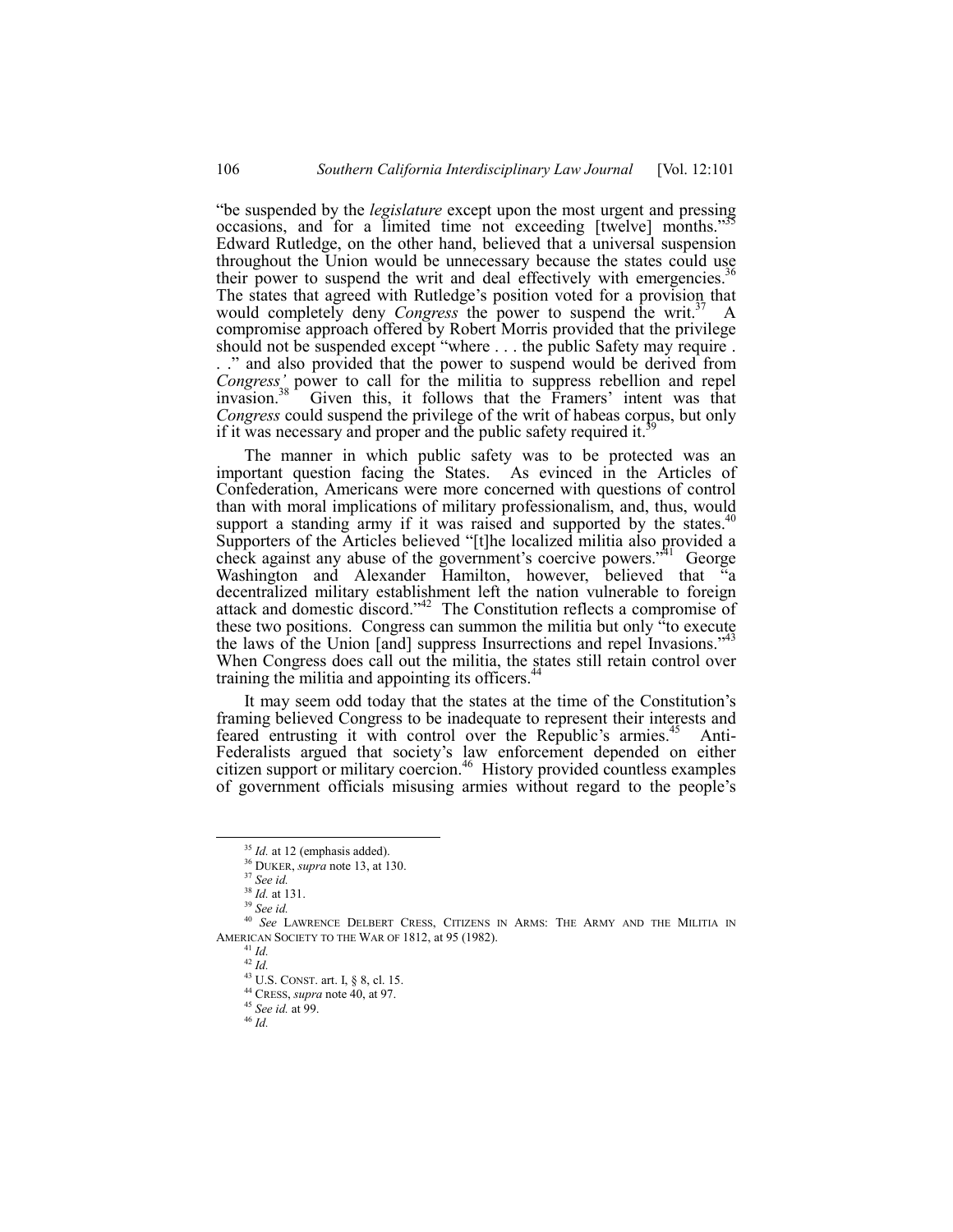"be suspended by the *legislature* except upon the most urgent and pressing occasions, and for a limited time not exceeding [twelve] months."[35] Edward Rutledge, on the other hand, believed that a universal suspension throughout the Union would be unnecessary because the states could use their power to suspend the writ and deal effectively with emergencies.[36] The states that agreed with Rutledge's position voted for a provision that would completely deny *Congress* the power to suspend the writ.[37] A compromise approach offered by Robert Morris provided that the privilege should not be suspended except "where . . . the public Safety may require . . ." and also provided that the power to suspend would be derived from *Congress'* power to call for the militia to suppress rebellion and repel invasion.[38] Given this, it follows that the Framers' intent was that *Congress* could suspend the privilege of the writ of habeas corpus, but only if it was necessary and proper and the public safety required it.[39]

The manner in which public safety was to be protected was an important question facing the States. As evinced in the Articles of Confederation, Americans were more concerned with questions of control than with moral implications of military professionalism, and, thus, would support a standing army if it was raised and supported by the states.[40] Supporters of the Articles believed "[t]he localized militia also provided a check against any abuse of the government's coercive powers."[41] George Washington and Alexander Hamilton, however, believed that "a decentralized military establishment left the nation vulnerable to foreign attack and domestic discord."[42] The Constitution reflects a compromise of these two positions. Congress can summon the militia but only "to execute the laws of the Union [and] suppress Insurrections and repel Invasions."[43] When Congress does call out the militia, the states still retain control over training the militia and appointing its officers.[44]

It may seem odd today that the states at the time of the Constitution's framing believed Congress to be inadequate to represent their interests and feared entrusting it with control over the Republic's armies.[45] Anti-Federalists argued that society's law enforcement depended on either citizen support or military coercion.[46] History provided countless examples of government officials misusing armies without regard to the people's

---

[35] *Id.* at 12 (emphasis added).

[36] DUKER, *supra* note 13, at 130.

[37] *See id.*

[38] *Id.* at 131.

[39] *See id.*

[40] *See* LAWRENCE DELBERT CRESS, CITIZENS IN ARMS: THE ARMY AND THE MILITIA IN AMERICAN SOCIETY TO THE WAR OF 1812, at 95 (1982).

[41] *Id.*

[42] *Id.*

[43] U.S. CONST. art. I, § 8, cl. 15.

[44] CRESS, *supra* note 40, at 97.

[45] *See id.* at 99.

[46] *Id.*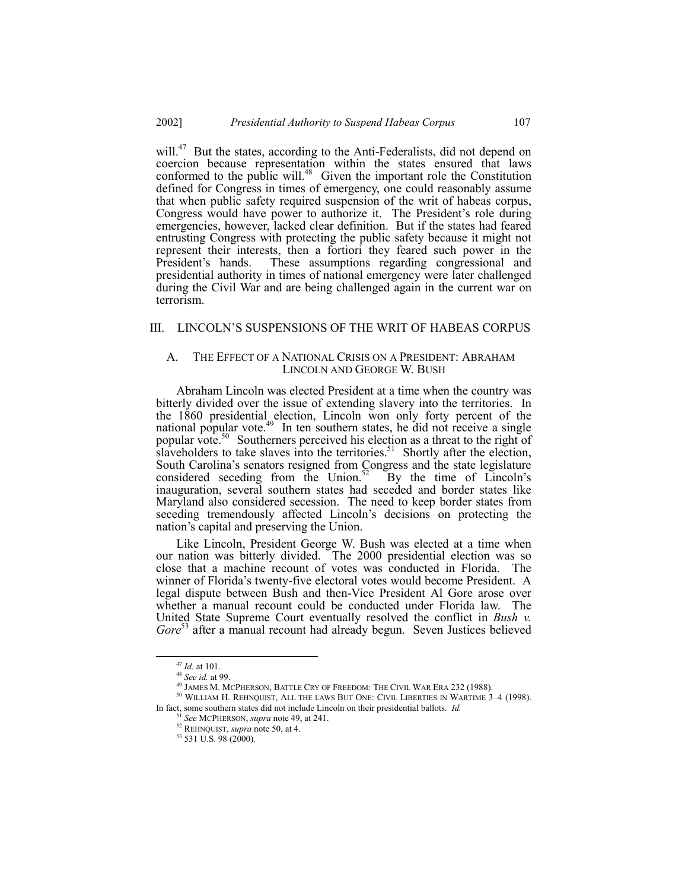will.[47] But the states, according to the Anti-Federalists, did not depend on coercion because representation within the states ensured that laws conformed to the public will.[48] Given the important role the Constitution defined for Congress in times of emergency, one could reasonably assume that when public safety required suspension of the writ of habeas corpus, Congress would have power to authorize it. The President's role during emergencies, however, lacked clear definition. But if the states had feared entrusting Congress with protecting the public safety because it might not represent their interests, then a fortiori they feared such power in the President's hands. These assumptions regarding congressional and presidential authority in times of national emergency were later challenged during the Civil War and are being challenged again in the current war on terrorism.

## III. LINCOLN'S SUSPENSIONS OF THE WRIT OF HABEAS CORPUS

### A. THE EFFECT OF A NATIONAL CRISIS ON A PRESIDENT: ABRAHAM LINCOLN AND GEORGE W. BUSH

Abraham Lincoln was elected President at a time when the country was bitterly divided over the issue of extending slavery into the territories. In the 1860 presidential election, Lincoln won only forty percent of the national popular vote.[49] In ten southern states, he did not receive a single popular vote.[50] Southerners perceived his election as a threat to the right of slaveholders to take slaves into the territories.[51] Shortly after the election, South Carolina's senators resigned from Congress and the state legislature considered seceding from the Union.[52] By the time of Lincoln's inauguration, several southern states had seceded and border states like Maryland also considered secession. The need to keep border states from seceding tremendously affected Lincoln's decisions on protecting the nation's capital and preserving the Union.

Like Lincoln, President George W. Bush was elected at a time when our nation was bitterly divided. The 2000 presidential election was so close that a machine recount of votes was conducted in Florida. The winner of Florida's twenty-five electoral votes would become President. A legal dispute between Bush and then-Vice President Al Gore arose over whether a manual recount could be conducted under Florida law. The United State Supreme Court eventually resolved the conflict in *Bush v. Gore*[53] after a manual recount had already begun. Seven Justices believed

---

[47] *Id.* at 101.

[48] *See id.* at 99.

[49] JAMES M. MCPHERSON, BATTLE CRY OF FREEDOM: THE CIVIL WAR ERA 232 (1988).

[50] WILLIAM H. REHNQUIST, ALL THE LAWS BUT ONE: CIVIL LIBERTIES IN WARTIME 3–4 (1998). In fact, some southern states did not include Lincoln on their presidential ballots. *Id.*

[51] *See* MCPHERSON, *supra* note 49, at 241.

[52] REHNQUIST, *supra* note 50, at 4.

[53] 531 U.S. 98 (2000).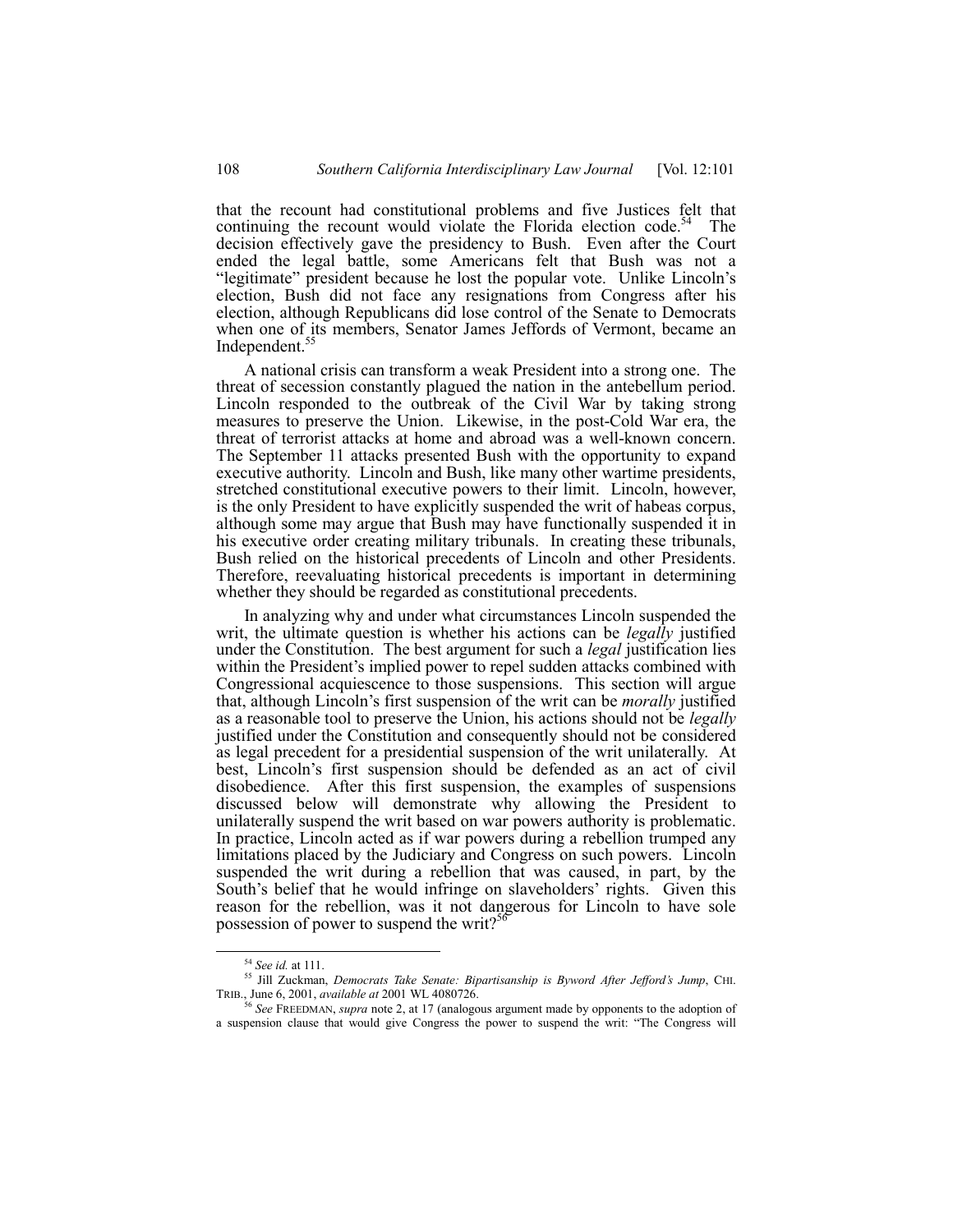that the recount had constitutional problems and five Justices felt that continuing the recount would violate the Florida election code.[54] The decision effectively gave the presidency to Bush. Even after the Court ended the legal battle, some Americans felt that Bush was not a "legitimate" president because he lost the popular vote. Unlike Lincoln's election, Bush did not face any resignations from Congress after his election, although Republicans did lose control of the Senate to Democrats when one of its members, Senator James Jeffords of Vermont, became an Independent.[55]

A national crisis can transform a weak President into a strong one. The threat of secession constantly plagued the nation in the antebellum period. Lincoln responded to the outbreak of the Civil War by taking strong measures to preserve the Union. Likewise, in the post-Cold War era, the threat of terrorist attacks at home and abroad was a well-known concern. The September 11 attacks presented Bush with the opportunity to expand executive authority. Lincoln and Bush, like many other wartime presidents, stretched constitutional executive powers to their limit. Lincoln, however, is the only President to have explicitly suspended the writ of habeas corpus, although some may argue that Bush may have functionally suspended it in his executive order creating military tribunals. In creating these tribunals, Bush relied on the historical precedents of Lincoln and other Presidents. Therefore, reevaluating historical precedents is important in determining whether they should be regarded as constitutional precedents.

In analyzing why and under what circumstances Lincoln suspended the writ, the ultimate question is whether his actions can be *legally* justified under the Constitution. The best argument for such a *legal* justification lies within the President's implied power to repel sudden attacks combined with Congressional acquiescence to those suspensions. This section will argue that, although Lincoln's first suspension of the writ can be *morally* justified as a reasonable tool to preserve the Union, his actions should not be *legally* justified under the Constitution and consequently should not be considered as legal precedent for a presidential suspension of the writ unilaterally. At best, Lincoln's first suspension should be defended as an act of civil disobedience. After this first suspension, the examples of suspensions discussed below will demonstrate why allowing the President to unilaterally suspend the writ based on war powers authority is problematic. In practice, Lincoln acted as if war powers during a rebellion trumped any limitations placed by the Judiciary and Congress on such powers. Lincoln suspended the writ during a rebellion that was caused, in part, by the South's belief that he would infringe on slaveholders' rights. Given this reason for the rebellion, was it not dangerous for Lincoln to have sole possession of power to suspend the writ?[56]

---

[54] *See id.* at 111.

[55] Jill Zuckman, *Democrats Take Senate: Bipartisanship is Byword After Jefford's Jump*, CHI. TRIB., June 6, 2001, *available at* 2001 WL 4080726.

[56] *See* FREEDMAN, *supra* note 2, at 17 (analogous argument made by opponents to the adoption of a suspension clause that would give Congress the power to suspend the writ: "The Congress will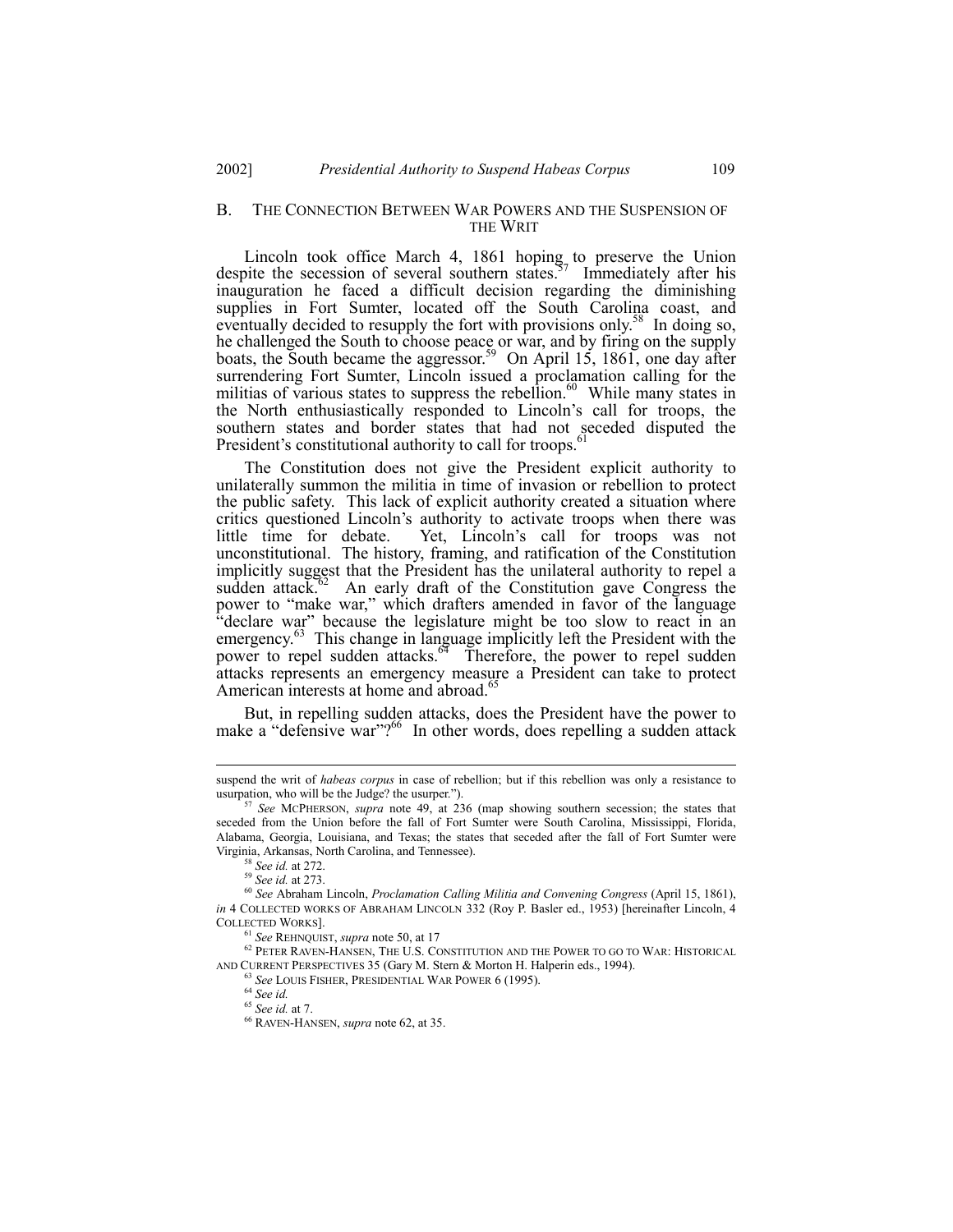## B. THE CONNECTION BETWEEN WAR POWERS AND THE SUSPENSION OF THE WRIT

Lincoln took office March 4, 1861 hoping to preserve the Union despite the secession of several southern states.[57] Immediately after his inauguration he faced a difficult decision regarding the diminishing supplies in Fort Sumter, located off the South Carolina coast, and eventually decided to resupply the fort with provisions only.[58] In doing so, he challenged the South to choose peace or war, and by firing on the supply boats, the South became the aggressor.[59] On April 15, 1861, one day after surrendering Fort Sumter, Lincoln issued a proclamation calling for the militias of various states to suppress the rebellion.[60] While many states in the North enthusiastically responded to Lincoln's call for troops, the southern states and border states that had not seceded disputed the President's constitutional authority to call for troops.[61]

The Constitution does not give the President explicit authority to unilaterally summon the militia in time of invasion or rebellion to protect the public safety. This lack of explicit authority created a situation where critics questioned Lincoln's authority to activate troops when there was little time for debate. Yet, Lincoln's call for troops was not unconstitutional. The history, framing, and ratification of the Constitution implicitly suggest that the President has the unilateral authority to repel a sudden attack.[62] An early draft of the Constitution gave Congress the power to "make war," which drafters amended in favor of the language "declare war" because the legislature might be too slow to react in an emergency.[63] This change in language implicitly left the President with the power to repel sudden attacks.[64] Therefore, the power to repel sudden attacks represents an emergency measure a President can take to protect American interests at home and abroad.[65]

But, in repelling sudden attacks, does the President have the power to make a "defensive war"?[66] In other words, does repelling a sudden attack

---

suspend the writ of *habeas corpus* in case of rebellion; but if this rebellion was only a resistance to usurpation, who will be the Judge? the usurper.").

[57] *See* MCPHERSON, *supra* note 49, at 236 (map showing southern secession; the states that seceded from the Union before the fall of Fort Sumter were South Carolina, Mississippi, Florida, Alabama, Georgia, Louisiana, and Texas; the states that seceded after the fall of Fort Sumter were Virginia, Arkansas, North Carolina, and Tennessee).

[58] *See id.* at 272.

[59] *See id.* at 273.

[60] *See* Abraham Lincoln, *Proclamation Calling Militia and Convening Congress* (April 15, 1861), *in* 4 COLLECTED WORKS OF ABRAHAM LINCOLN 332 (Roy P. Basler ed., 1953) [hereinafter Lincoln, 4 COLLECTED WORKS].

[61] *See* REHNQUIST, *supra* note 50, at 17

[62] PETER RAVEN-HANSEN, THE U.S. CONSTITUTION AND THE POWER TO GO TO WAR: HISTORICAL AND CURRENT PERSPECTIVES 35 (Gary M. Stern & Morton H. Halperin eds., 1994).

[63] *See* LOUIS FISHER, PRESIDENTIAL WAR POWER 6 (1995).

[64] *See id.*

[65] *See id.* at 7.

[66] RAVEN-HANSEN, *supra* note 62, at 35.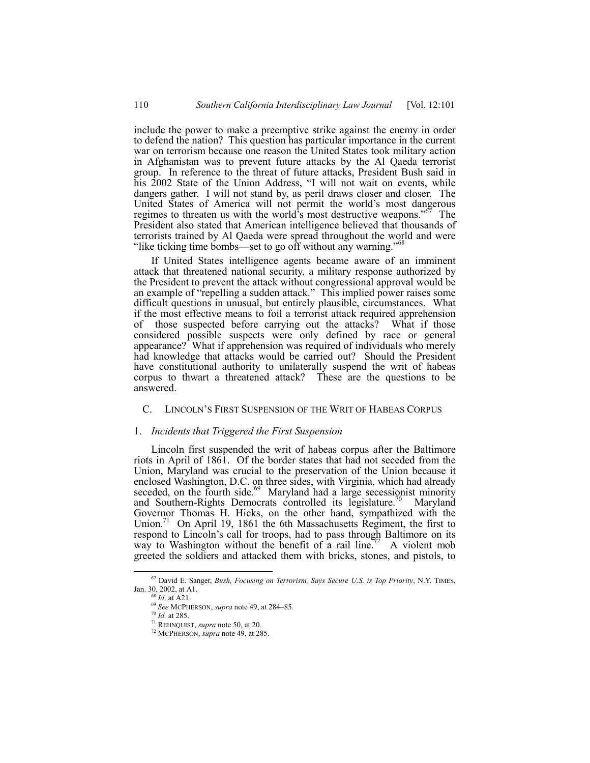include the power to make a preemptive strike against the enemy in order to defend the nation? This question has particular importance in the current war on terrorism because one reason the United States took military action in Afghanistan was to prevent future attacks by the Al Qaeda terrorist group. In reference to the threat of future attacks, President Bush said in his 2002 State of the Union Address, "I will not wait on events, while dangers gather. I will not stand by, as peril draws closer and closer. The United States of America will not permit the world's most dangerous regimes to threaten us with the world's most destructive weapons."[67] The President also stated that American intelligence believed that thousands of terrorists trained by Al Qaeda were spread throughout the world and were "like ticking time bombs—set to go off without any warning."[68]

If United States intelligence agents became aware of an imminent attack that threatened national security, a military response authorized by the President to prevent the attack without congressional approval would be an example of "repelling a sudden attack." This implied power raises some difficult questions in unusual, but entirely plausible, circumstances. What if the most effective means to foil a terrorist attack required apprehension of those suspected before carrying out the attacks? What if those considered possible suspects were only defined by race or general appearance? What if apprehension was required of individuals who merely had knowledge that attacks would be carried out? Should the President have constitutional authority to unilaterally suspend the writ of habeas corpus to thwart a threatened attack? These are the questions to be answered.

### C. LINCOLN'S FIRST SUSPENSION OF THE WRIT OF HABEAS CORPUS

#### 1. *Incidents that Triggered the First Suspension*

Lincoln first suspended the writ of habeas corpus after the Baltimore riots in April of 1861. Of the border states that had not seceded from the Union, Maryland was crucial to the preservation of the Union because it enclosed Washington, D.C. on three sides, with Virginia, which had already seceded, on the fourth side.[69] Maryland had a large secessionist minority and Southern-Rights Democrats controlled its legislature.[70] Maryland Governor Thomas H. Hicks, on the other hand, sympathized with the Union.[71] On April 19, 1861 the 6th Massachusetts Regiment, the first to respond to Lincoln's call for troops, had to pass through Baltimore on its way to Washington without the benefit of a rail line.[72] A violent mob greeted the soldiers and attacked them with bricks, stones, and pistols, to

---

[67] David E. Sanger, *Bush, Focusing on Terrorism, Says Secure U.S. is Top Priority*, N.Y. TIMES, Jan. 30, 2002, at A1.

[68] *Id*. at A21.

[69] *See* MCPHERSON, *supra* note 49, at 284–85.

[70] *Id.* at 285.

[71] REHNQUIST, *supra* note 50, at 20.

[72] MCPHERSON, *supra* note 49, at 285.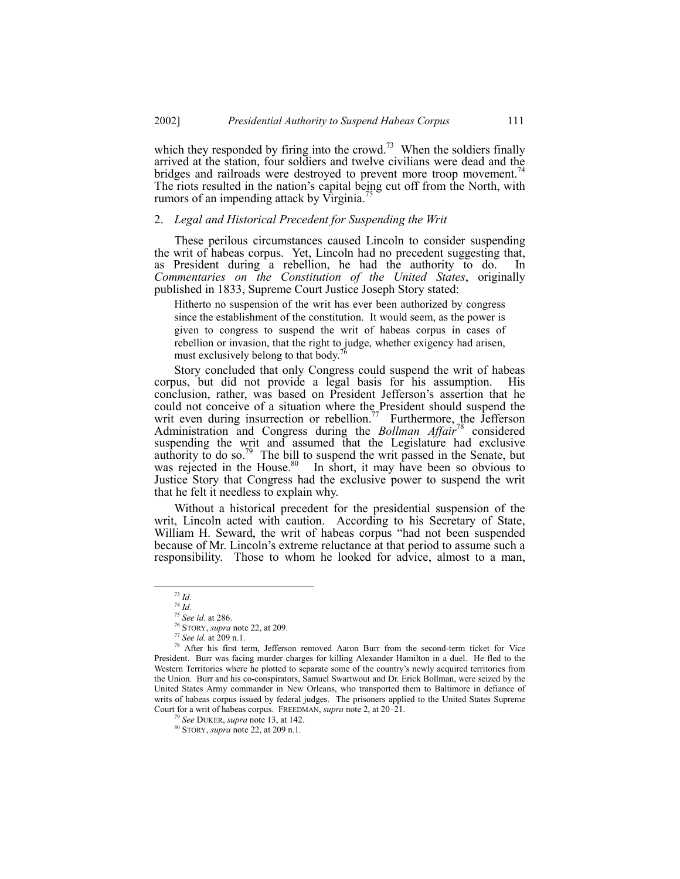which they responded by firing into the crowd.[73] When the soldiers finally arrived at the station, four soldiers and twelve civilians were dead and the bridges and railroads were destroyed to prevent more troop movement.[74] The riots resulted in the nation's capital being cut off from the North, with rumors of an impending attack by Virginia.[75]

### 2. *Legal and Historical Precedent for Suspending the Writ*

These perilous circumstances caused Lincoln to consider suspending the writ of habeas corpus. Yet, Lincoln had no precedent suggesting that, as President during a rebellion, he had the authority to do. In *Commentaries on the Constitution of the United States*, originally published in 1833, Supreme Court Justice Joseph Story stated:

> Hitherto no suspension of the writ has ever been authorized by congress since the establishment of the constitution. It would seem, as the power is given to congress to suspend the writ of habeas corpus in cases of rebellion or invasion, that the right to judge, whether exigency had arisen, must exclusively belong to that body.[76]

Story concluded that only Congress could suspend the writ of habeas corpus, but did not provide a legal basis for his assumption. His conclusion, rather, was based on President Jefferson's assertion that he could not conceive of a situation where the President should suspend the writ even during insurrection or rebellion.[77] Furthermore, the Jefferson Administration and Congress during the *Bollman Affair*[78] considered suspending the writ and assumed that the Legislature had exclusive authority to do so.[79] The bill to suspend the writ passed in the Senate, but was rejected in the House.[80] In short, it may have been so obvious to Justice Story that Congress had the exclusive power to suspend the writ that he felt it needless to explain why.

Without a historical precedent for the presidential suspension of the writ, Lincoln acted with caution. According to his Secretary of State, William H. Seward, the writ of habeas corpus "had not been suspended because of Mr. Lincoln's extreme reluctance at that period to assume such a responsibility. Those to whom he looked for advice, almost to a man,

---

[73] *Id.*

[74] *Id.*

[75] *See id.* at 286.

[76] STORY, *supra* note 22, at 209.

[77] *See id.* at 209 n.1.

[78] After his first term, Jefferson removed Aaron Burr from the second-term ticket for Vice President. Burr was facing murder charges for killing Alexander Hamilton in a duel. He fled to the Western Territories where he plotted to separate some of the country's newly acquired territories from the Union. Burr and his co-conspirators, Samuel Swartwout and Dr. Erick Bollman, were seized by the United States Army commander in New Orleans, who transported them to Baltimore in defiance of writs of habeas corpus issued by federal judges. The prisoners applied to the United States Supreme Court for a writ of habeas corpus. FREEDMAN, *supra* note 2, at 20–21.

[79] *See* DUKER, *supra* note 13, at 142.

[80] STORY, *supra* note 22, at 209 n.1.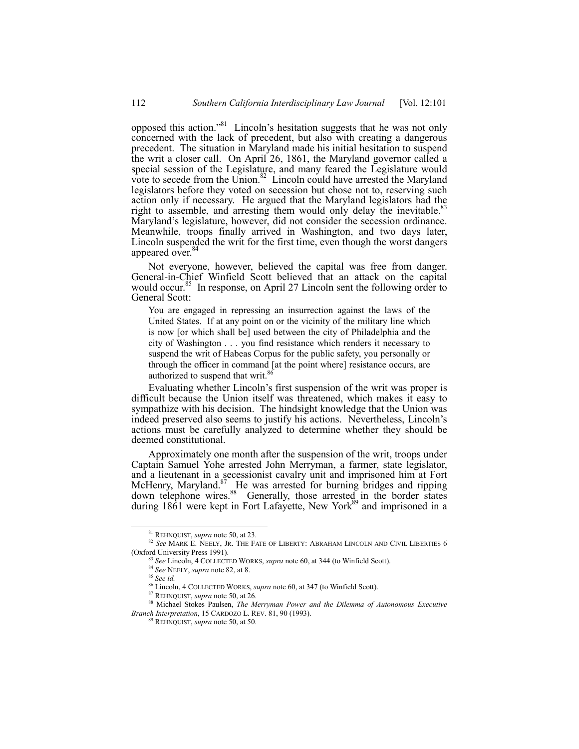opposed this action."[81] Lincoln's hesitation suggests that he was not only concerned with the lack of precedent, but also with creating a dangerous precedent. The situation in Maryland made his initial hesitation to suspend the writ a closer call. On April 26, 1861, the Maryland governor called a special session of the Legislature, and many feared the Legislature would vote to secede from the Union.[82] Lincoln could have arrested the Maryland legislators before they voted on secession but chose not to, reserving such action only if necessary. He argued that the Maryland legislators had the right to assemble, and arresting them would only delay the inevitable.[83] Maryland's legislature, however, did not consider the secession ordinance. Meanwhile, troops finally arrived in Washington, and two days later, Lincoln suspended the writ for the first time, even though the worst dangers appeared over.[84]

Not everyone, however, believed the capital was free from danger. General-in-Chief Winfield Scott believed that an attack on the capital would occur.[85] In response, on April 27 Lincoln sent the following order to General Scott:

> You are engaged in repressing an insurrection against the laws of the United States. If at any point on or the vicinity of the military line which is now [or which shall be] used between the city of Philadelphia and the city of Washington . . . you find resistance which renders it necessary to suspend the writ of Habeas Corpus for the public safety, you personally or through the officer in command [at the point where] resistance occurs, are authorized to suspend that writ.[86]

Evaluating whether Lincoln's first suspension of the writ was proper is difficult because the Union itself was threatened, which makes it easy to sympathize with his decision. The hindsight knowledge that the Union was indeed preserved also seems to justify his actions. Nevertheless, Lincoln's actions must be carefully analyzed to determine whether they should be deemed constitutional.

Approximately one month after the suspension of the writ, troops under Captain Samuel Yohe arrested John Merryman, a farmer, state legislator, and a lieutenant in a secessionist cavalry unit and imprisoned him at Fort McHenry, Maryland.[87] He was arrested for burning bridges and ripping down telephone wires.[88] Generally, those arrested in the border states during 1861 were kept in Fort Lafayette, New York[89] and imprisoned in a

---

[81] REHNQUIST, *supra* note 50, at 23.

[82] *See* MARK E. NEELY, JR. THE FATE OF LIBERTY: ABRAHAM LINCOLN AND CIVIL LIBERTIES 6 (Oxford University Press 1991).

[83] *See* Lincoln, 4 COLLECTED WORKS, *supra* note 60, at 344 (to Winfield Scott).

[84] *See* NEELY, *supra* note 82, at 8.

[85] *See id.*

[86] Lincoln, 4 COLLECTED WORKS, *supra* note 60, at 347 (to Winfield Scott).

[87] REHNQUIST, *supra* note 50, at 26.

[88] Michael Stokes Paulsen, *The Merryman Power and the Dilemma of Autonomous Executive Branch Interpretation*, 15 CARDOZO L. REV. 81, 90 (1993).

[89] REHNQUIST, *supra* note 50, at 50.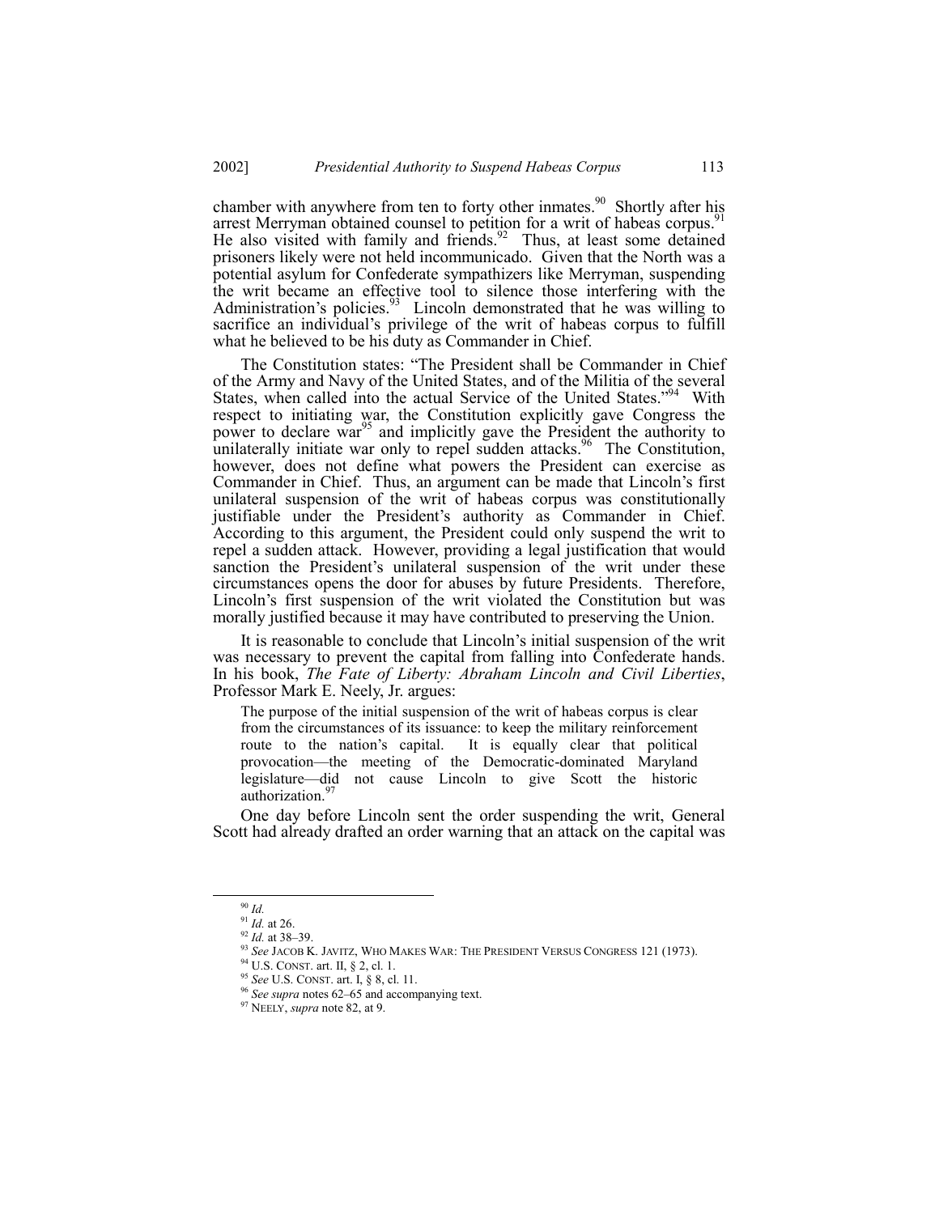chamber with anywhere from ten to forty other inmates.[90] Shortly after his arrest Merryman obtained counsel to petition for a writ of habeas corpus.[91] He also visited with family and friends.[92] Thus, at least some detained prisoners likely were not held incommunicado. Given that the North was a potential asylum for Confederate sympathizers like Merryman, suspending the writ became an effective tool to silence those interfering with the Administration's policies.[93] Lincoln demonstrated that he was willing to sacrifice an individual's privilege of the writ of habeas corpus to fulfill what he believed to be his duty as Commander in Chief.

The Constitution states: "The President shall be Commander in Chief of the Army and Navy of the United States, and of the Militia of the several States, when called into the actual Service of the United States."[94] With respect to initiating war, the Constitution explicitly gave Congress the power to declare war[95] and implicitly gave the President the authority to unilaterally initiate war only to repel sudden attacks.[96] The Constitution, however, does not define what powers the President can exercise as Commander in Chief. Thus, an argument can be made that Lincoln's first unilateral suspension of the writ of habeas corpus was constitutionally justifiable under the President's authority as Commander in Chief. According to this argument, the President could only suspend the writ to repel a sudden attack. However, providing a legal justification that would sanction the President's unilateral suspension of the writ under these circumstances opens the door for abuses by future Presidents. Therefore, Lincoln's first suspension of the writ violated the Constitution but was morally justified because it may have contributed to preserving the Union.

It is reasonable to conclude that Lincoln's initial suspension of the writ was necessary to prevent the capital from falling into Confederate hands. In his book, *The Fate of Liberty: Abraham Lincoln and Civil Liberties*, Professor Mark E. Neely, Jr. argues:

> The purpose of the initial suspension of the writ of habeas corpus is clear from the circumstances of its issuance: to keep the military reinforcement route to the nation's capital. It is equally clear that political provocation—the meeting of the Democratic-dominated Maryland legislature—did not cause Lincoln to give Scott the historic authorization.[97]

One day before Lincoln sent the order suspending the writ, General Scott had already drafted an order warning that an attack on the capital was

---

[90] *Id.*

[91] *Id.* at 26.

[92] *Id.* at 38–39.

[93] *See* JACOB K. JAVITZ, WHO MAKES WAR: THE PRESIDENT VERSUS CONGRESS 121 (1973).

[94] U.S. CONST. art. II, § 2, cl. 1.

[95] *See* U.S. CONST. art. I, § 8, cl. 11.

[96] *See supra* notes 62–65 and accompanying text.

[97] NEELY, *supra* note 82, at 9.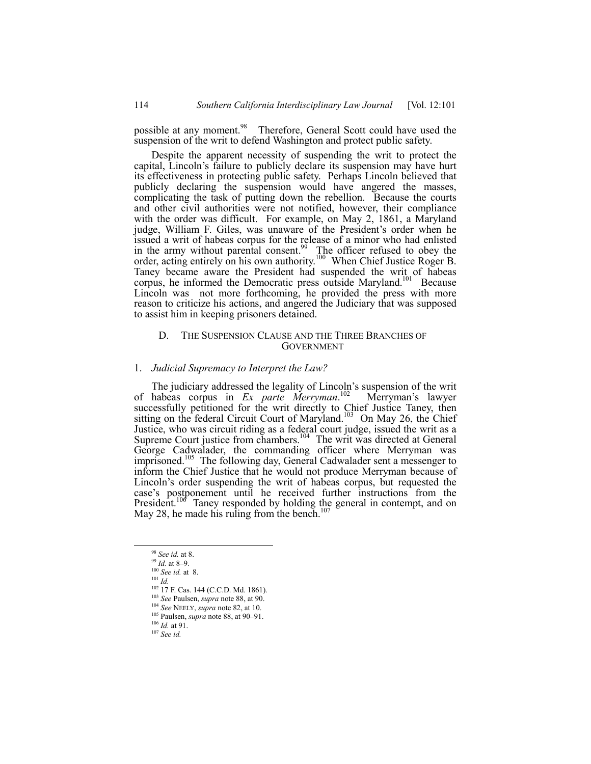possible at any moment.[98] Therefore, General Scott could have used the suspension of the writ to defend Washington and protect public safety.

Despite the apparent necessity of suspending the writ to protect the capital, Lincoln's failure to publicly declare its suspension may have hurt its effectiveness in protecting public safety. Perhaps Lincoln believed that publicly declaring the suspension would have angered the masses, complicating the task of putting down the rebellion. Because the courts and other civil authorities were not notified, however, their compliance with the order was difficult. For example, on May 2, 1861, a Maryland judge, William F. Giles, was unaware of the President's order when he issued a writ of habeas corpus for the release of a minor who had enlisted in the army without parental consent.[99] The officer refused to obey the order, acting entirely on his own authority.[100] When Chief Justice Roger B. Taney became aware the President had suspended the writ of habeas corpus, he informed the Democratic press outside Maryland.[101] Because Lincoln was not more forthcoming, he provided the press with more reason to criticize his actions, and angered the Judiciary that was supposed to assist him in keeping prisoners detained.

### D. THE SUSPENSION CLAUSE AND THE THREE BRANCHES OF GOVERNMENT

#### 1. *Judicial Supremacy to Interpret the Law?*

The judiciary addressed the legality of Lincoln's suspension of the writ of habeas corpus in *Ex parte Merryman*.[102] Merryman's lawyer successfully petitioned for the writ directly to Chief Justice Taney, then sitting on the federal Circuit Court of Maryland.[103] On May 26, the Chief Justice, who was circuit riding as a federal court judge, issued the writ as a Supreme Court justice from chambers.[104] The writ was directed at General George Cadwalader, the commanding officer where Merryman was imprisoned.[105] The following day, General Cadwalader sent a messenger to inform the Chief Justice that he would not produce Merryman because of Lincoln's order suspending the writ of habeas corpus, but requested the case's postponement until he received further instructions from the President.[106] Taney responded by holding the general in contempt, and on May 28, he made his ruling from the bench.[107]

---

[98] *See id.* at 8.

[99] *Id.* at 8–9.

[100] *See id.* at 8.

[101] *Id.*

[102] 17 F. Cas. 144 (C.C.D. Md. 1861).

[103] *See* Paulsen, *supra* note 88, at 90.

[104] *See* NEELY, *supra* note 82, at 10.

[105] Paulsen, *supra* note 88, at 90–91.

[106] *Id.* at 91.

[107] *See id.*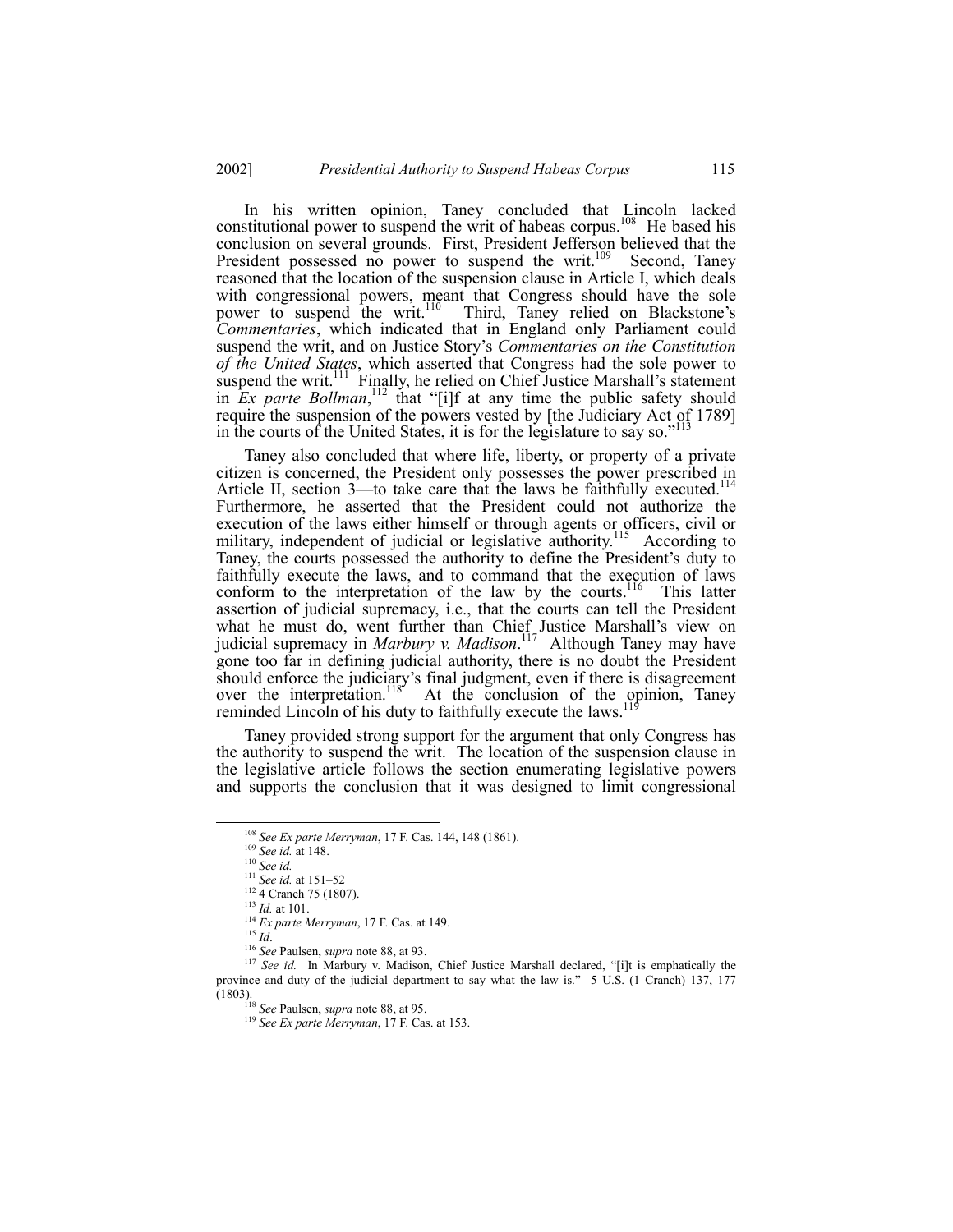In his written opinion, Taney concluded that Lincoln lacked constitutional power to suspend the writ of habeas corpus.[108] He based his conclusion on several grounds. First, President Jefferson believed that the President possessed no power to suspend the writ.[109] Second, Taney reasoned that the location of the suspension clause in Article I, which deals with congressional powers, meant that Congress should have the sole power to suspend the writ.[110] Third, Taney relied on Blackstone's *Commentaries*, which indicated that in England only Parliament could suspend the writ, and on Justice Story's *Commentaries on the Constitution of the United States*, which asserted that Congress had the sole power to suspend the writ.[111] Finally, he relied on Chief Justice Marshall's statement in *Ex parte Bollman*,[112] that "[i]f at any time the public safety should require the suspension of the powers vested by [the Judiciary Act of 1789] in the courts of the United States, it is for the legislature to say so."[113]

Taney also concluded that where life, liberty, or property of a private citizen is concerned, the President only possesses the power prescribed in Article II, section 3—to take care that the laws be faithfully executed.[114] Furthermore, he asserted that the President could not authorize the execution of the laws either himself or through agents or officers, civil or military, independent of judicial or legislative authority.[115] According to Taney, the courts possessed the authority to define the President's duty to faithfully execute the laws, and to command that the execution of laws conform to the interpretation of the law by the courts.[116] This latter assertion of judicial supremacy, i.e., that the courts can tell the President what he must do, went further than Chief Justice Marshall's view on judicial supremacy in *Marbury v. Madison*.[117] Although Taney may have gone too far in defining judicial authority, there is no doubt the President should enforce the judiciary's final judgment, even if there is disagreement over the interpretation.[118] At the conclusion of the opinion, Taney reminded Lincoln of his duty to faithfully execute the laws.[119]

Taney provided strong support for the argument that only Congress has the authority to suspend the writ. The location of the suspension clause in the legislative article follows the section enumerating legislative powers and supports the conclusion that it was designed to limit congressional

---

[108] *See Ex parte Merryman*, 17 F. Cas. 144, 148 (1861).

[109] *See id.* at 148.

[110] *See id.*

[111] *See id.* at 151–52

[112] 4 Cranch 75 (1807).

[113] *Id.* at 101.

[114] *Ex parte Merryman*, 17 F. Cas. at 149.

[115] *Id*.

[116] *See* Paulsen, *supra* note 88, at 93.

[117] *See id.* In Marbury v. Madison, Chief Justice Marshall declared, "[i]t is emphatically the province and duty of the judicial department to say what the law is." 5 U.S. (1 Cranch) 137, 177 (1803).

[118] *See* Paulsen, *supra* note 88, at 95.

[119] *See Ex parte Merryman*, 17 F. Cas. at 153.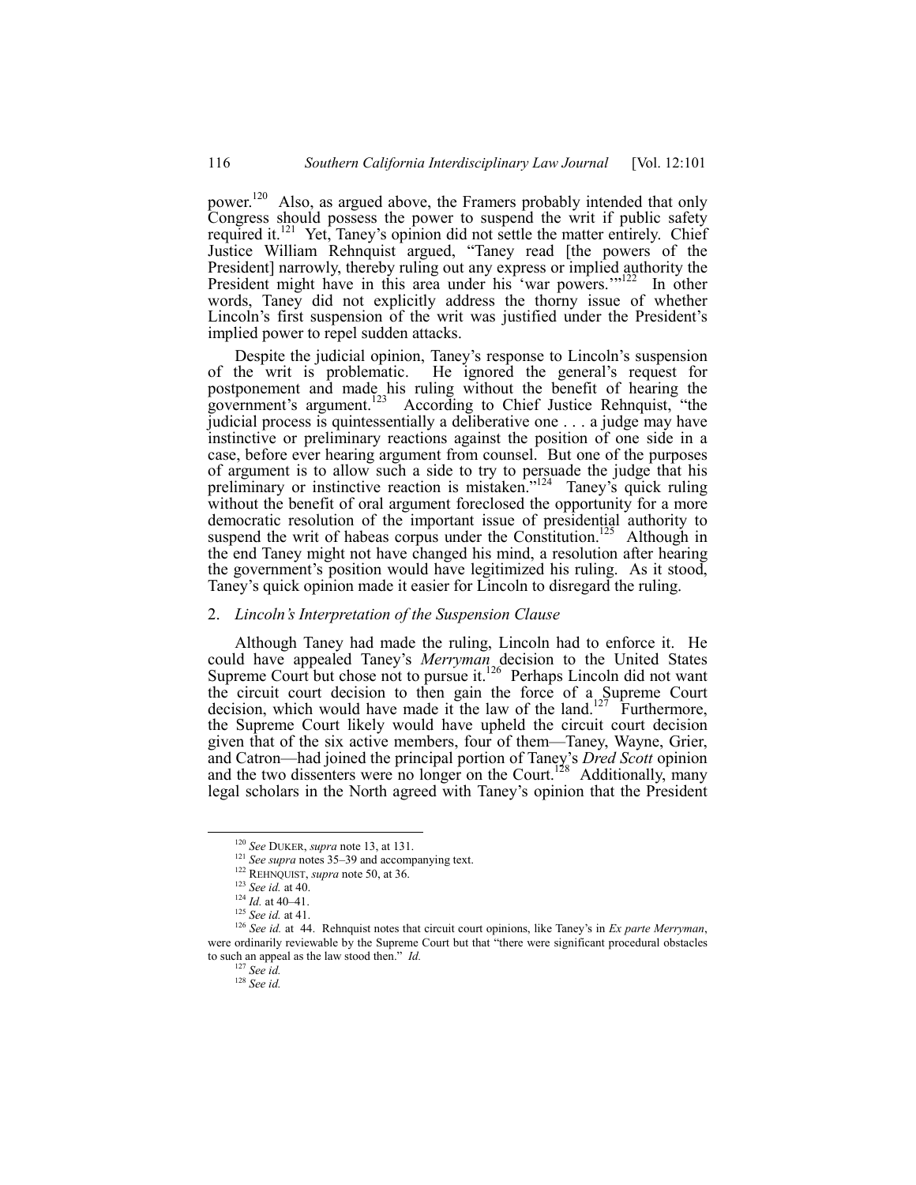power.[120] Also, as argued above, the Framers probably intended that only Congress should possess the power to suspend the writ if public safety required it.[121] Yet, Taney's opinion did not settle the matter entirely. Chief Justice William Rehnquist argued, "Taney read [the powers of the President] narrowly, thereby ruling out any express or implied authority the President might have in this area under his 'war powers.'"[122] In other words, Taney did not explicitly address the thorny issue of whether Lincoln's first suspension of the writ was justified under the President's implied power to repel sudden attacks.

Despite the judicial opinion, Taney's response to Lincoln's suspension of the writ is problematic. He ignored the general's request for postponement and made his ruling without the benefit of hearing the government's argument.[123] According to Chief Justice Rehnquist, "the judicial process is quintessentially a deliberative one . . . a judge may have instinctive or preliminary reactions against the position of one side in a case, before ever hearing argument from counsel. But one of the purposes of argument is to allow such a side to try to persuade the judge that his preliminary or instinctive reaction is mistaken."[124] Taney's quick ruling without the benefit of oral argument foreclosed the opportunity for a more democratic resolution of the important issue of presidential authority to suspend the writ of habeas corpus under the Constitution.[125] Although in the end Taney might not have changed his mind, a resolution after hearing the government's position would have legitimized his ruling. As it stood, Taney's quick opinion made it easier for Lincoln to disregard the ruling.

## 2. *Lincoln's Interpretation of the Suspension Clause*

Although Taney had made the ruling, Lincoln had to enforce it. He could have appealed Taney's *Merryman* decision to the United States Supreme Court but chose not to pursue it.[126] Perhaps Lincoln did not want the circuit court decision to then gain the force of a Supreme Court decision, which would have made it the law of the land.[127] Furthermore, the Supreme Court likely would have upheld the circuit court decision given that of the six active members, four of them—Taney, Wayne, Grier, and Catron—had joined the principal portion of Taney's *Dred Scott* opinion and the two dissenters were no longer on the Court.[128] Additionally, many legal scholars in the North agreed with Taney's opinion that the President

---

[120] *See* DUKER, *supra* note 13, at 131.

[121] *See supra* notes 35–39 and accompanying text.

[122] REHNQUIST, *supra* note 50, at 36.

[123] *See id.* at 40.

[124] *Id.* at 40–41.

[125] *See id.* at 41.

[126] *See id.* at 44. Rehnquist notes that circuit court opinions, like Taney's in *Ex parte Merryman*, were ordinarily reviewable by the Supreme Court but that "there were significant procedural obstacles to such an appeal as the law stood then." *Id.*

[127] *See id.*

[128] *See id.*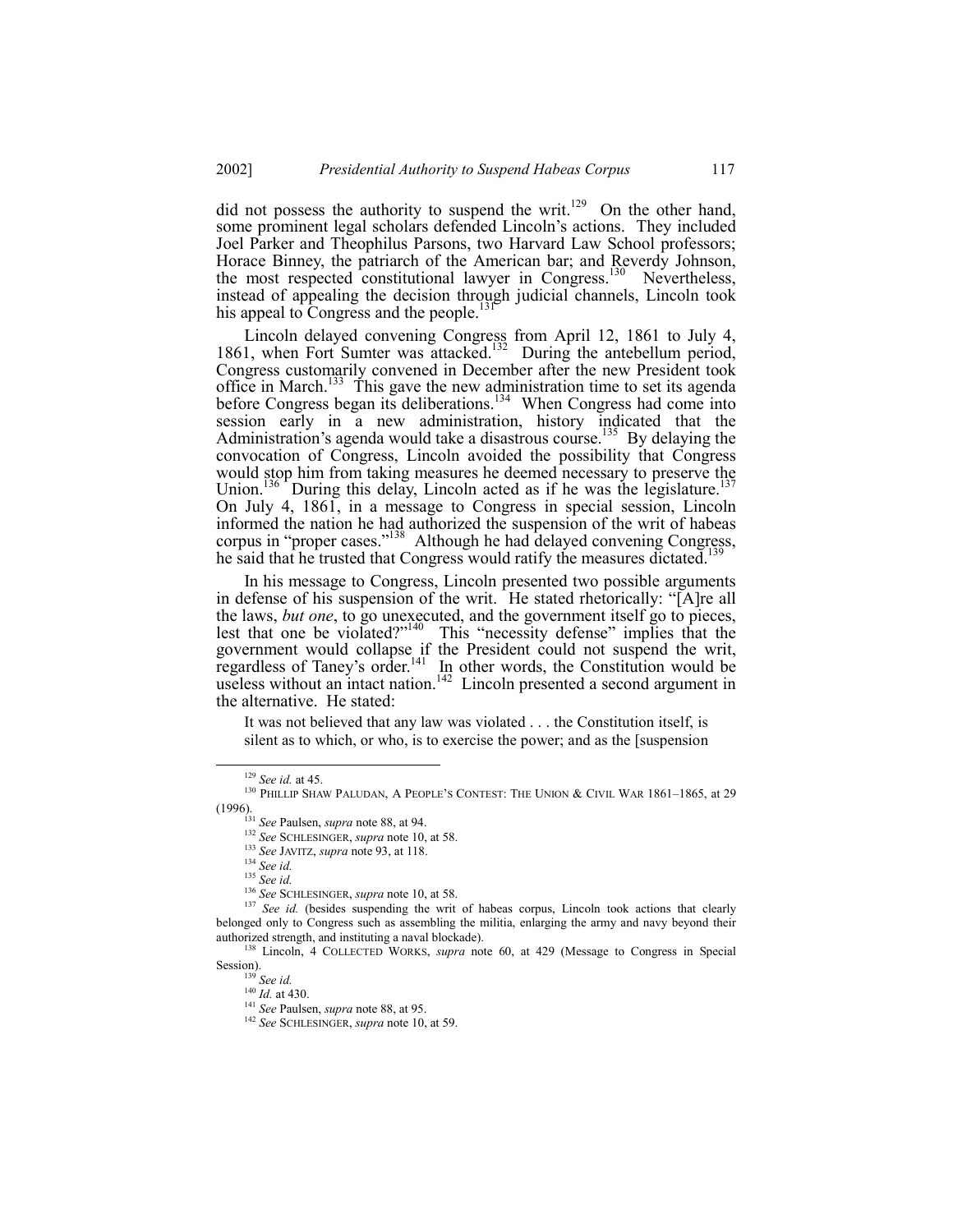did not possess the authority to suspend the writ.[129] On the other hand, some prominent legal scholars defended Lincoln's actions. They included Joel Parker and Theophilus Parsons, two Harvard Law School professors; Horace Binney, the patriarch of the American bar; and Reverdy Johnson, the most respected constitutional lawyer in Congress.[130] Nevertheless, instead of appealing the decision through judicial channels, Lincoln took his appeal to Congress and the people.[131]

Lincoln delayed convening Congress from April 12, 1861 to July 4, 1861, when Fort Sumter was attacked.[132] During the antebellum period, Congress customarily convened in December after the new President took office in March.[133] This gave the new administration time to set its agenda before Congress began its deliberations.[134] When Congress had come into session early in a new administration, history indicated that the Administration's agenda would take a disastrous course.[135] By delaying the convocation of Congress, Lincoln avoided the possibility that Congress would stop him from taking measures he deemed necessary to preserve the Union.[136] During this delay, Lincoln acted as if he was the legislature.[137] On July 4, 1861, in a message to Congress in special session, Lincoln informed the nation he had authorized the suspension of the writ of habeas corpus in "proper cases."[138] Although he had delayed convening Congress, he said that he trusted that Congress would ratify the measures dictated.[139]

In his message to Congress, Lincoln presented two possible arguments in defense of his suspension of the writ. He stated rhetorically: "[A]re all the laws, *but one*, to go unexecuted, and the government itself go to pieces, lest that one be violated?"[140] This "necessity defense" implies that the government would collapse if the President could not suspend the writ, regardless of Taney's order.[141] In other words, the Constitution would be useless without an intact nation.[142] Lincoln presented a second argument in the alternative. He stated:

> It was not believed that any law was violated . . . the Constitution itself, is silent as to which, or who, is to exercise the power; and as the [suspension

---

[129] *See id.* at 45.

[130] PHILLIP SHAW PALUDAN, A PEOPLE'S CONTEST: THE UNION & CIVIL WAR 1861–1865, at 29 (1996).

[131] *See* Paulsen, *supra* note 88, at 94.

[132] *See* SCHLESINGER, *supra* note 10, at 58.

[133] *See* JAVITZ, *supra* note 93, at 118.

[134] *See id.*

[135] *See id.*

[136] *See* SCHLESINGER, *supra* note 10, at 58.

[137] *See id.* (besides suspending the writ of habeas corpus, Lincoln took actions that clearly belonged only to Congress such as assembling the militia, enlarging the army and navy beyond their authorized strength, and instituting a naval blockade).

[138] Lincoln, 4 COLLECTED WORKS, *supra* note 60, at 429 (Message to Congress in Special Session).

[139] *See id.*

[140] *Id.* at 430.

[141] *See* Paulsen, *supra* note 88, at 95.

[142] *See* SCHLESINGER, *supra* note 10, at 59.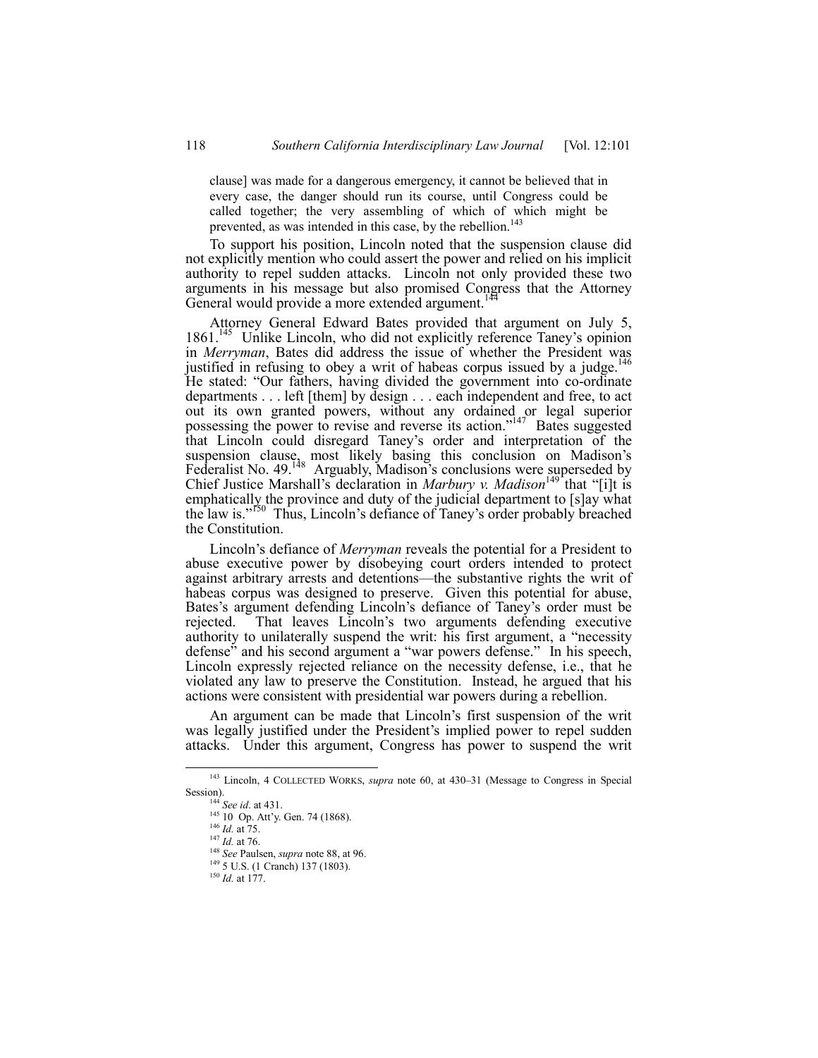> clause] was made for a dangerous emergency, it cannot be believed that in every case, the danger should run its course, until Congress could be called together; the very assembling of which of which might be prevented, as was intended in this case, by the rebellion.[143]

To support his position, Lincoln noted that the suspension clause did not explicitly mention who could assert the power and relied on his implicit authority to repel sudden attacks. Lincoln not only provided these two arguments in his message but also promised Congress that the Attorney General would provide a more extended argument.[144]

Attorney General Edward Bates provided that argument on July 5, 1861.[145] Unlike Lincoln, who did not explicitly reference Taney's opinion in *Merryman*, Bates did address the issue of whether the President was justified in refusing to obey a writ of habeas corpus issued by a judge.[146] He stated: "Our fathers, having divided the government into co-ordinate departments . . . left [them] by design . . . each independent and free, to act out its own granted powers, without any ordained or legal superior possessing the power to revise and reverse its action."[147] Bates suggested that Lincoln could disregard Taney's order and interpretation of the suspension clause, most likely basing this conclusion on Madison's Federalist No. 49.[148] Arguably, Madison's conclusions were superseded by Chief Justice Marshall's declaration in *Marbury v. Madison*[149] that "[i]t is emphatically the province and duty of the judicial department to [s]ay what the law is."[150] Thus, Lincoln's defiance of Taney's order probably breached the Constitution.

Lincoln's defiance of *Merryman* reveals the potential for a President to abuse executive power by disobeying court orders intended to protect against arbitrary arrests and detentions—the substantive rights the writ of habeas corpus was designed to preserve. Given this potential for abuse, Bates's argument defending Lincoln's defiance of Taney's order must be rejected. That leaves Lincoln's two arguments defending executive authority to unilaterally suspend the writ: his first argument, a "necessity defense" and his second argument a "war powers defense." In his speech, Lincoln expressly rejected reliance on the necessity defense, i.e., that he violated any law to preserve the Constitution. Instead, he argued that his actions were consistent with presidential war powers during a rebellion.

An argument can be made that Lincoln's first suspension of the writ was legally justified under the President's implied power to repel sudden attacks. Under this argument, Congress has power to suspend the writ

---

[143] Lincoln, 4 COLLECTED WORKS, *supra* note 60, at 430–31 (Message to Congress in Special Session).

[144] *See id*. at 431.

[145] 10 Op. Att'y. Gen. 74 (1868).

[146] *Id.* at 75.

[147] *Id.* at 76.

[148] *See* Paulsen, *supra* note 88, at 96.

[149] 5 U.S. (1 Cranch) 137 (1803).

[150] *Id.* at 177.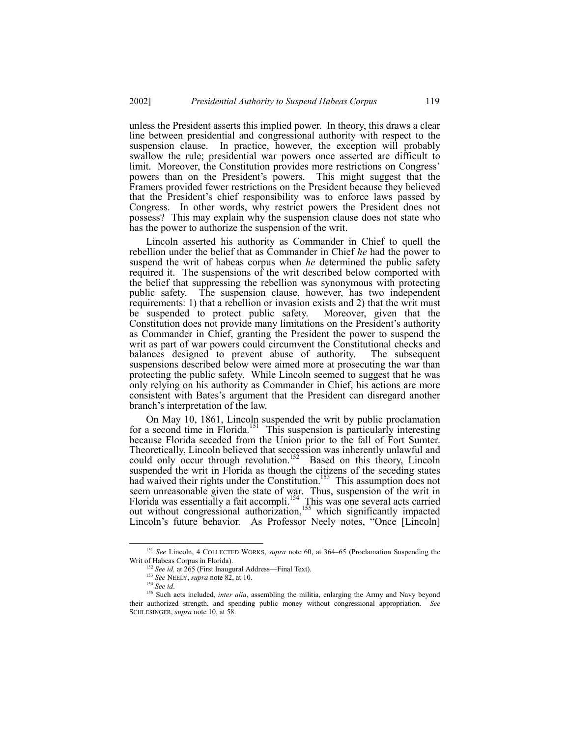unless the President asserts this implied power. In theory, this draws a clear line between presidential and congressional authority with respect to the suspension clause. In practice, however, the exception will probably swallow the rule; presidential war powers once asserted are difficult to limit. Moreover, the Constitution provides more restrictions on Congress' powers than on the President's powers. This might suggest that the Framers provided fewer restrictions on the President because they believed that the President's chief responsibility was to enforce laws passed by Congress. In other words, why restrict powers the President does not possess? This may explain why the suspension clause does not state who has the power to authorize the suspension of the writ.

Lincoln asserted his authority as Commander in Chief to quell the rebellion under the belief that as Commander in Chief *he* had the power to suspend the writ of habeas corpus when *he* determined the public safety required it. The suspensions of the writ described below comported with the belief that suppressing the rebellion was synonymous with protecting public safety. The suspension clause, however, has two independent requirements: 1) that a rebellion or invasion exists and 2) that the writ must be suspended to protect public safety. Moreover, given that the Constitution does not provide many limitations on the President's authority as Commander in Chief, granting the President the power to suspend the writ as part of war powers could circumvent the Constitutional checks and balances designed to prevent abuse of authority. The subsequent suspensions described below were aimed more at prosecuting the war than protecting the public safety. While Lincoln seemed to suggest that he was only relying on his authority as Commander in Chief, his actions are more consistent with Bates's argument that the President can disregard another branch's interpretation of the law.

On May 10, 1861, Lincoln suspended the writ by public proclamation for a second time in Florida.[151] This suspension is particularly interesting because Florida seceded from the Union prior to the fall of Fort Sumter. Theoretically, Lincoln believed that seccession was inherently unlawful and could only occur through revolution.[152] Based on this theory, Lincoln suspended the writ in Florida as though the citizens of the seceding states had waived their rights under the Constitution.[153] This assumption does not seem unreasonable given the state of war. Thus, suspension of the writ in Florida was essentially a fait accompli.[154] This was one several acts carried out without congressional authorization,[155] which significantly impacted Lincoln's future behavior. As Professor Neely notes, "Once [Lincoln]

---

[151] *See* Lincoln, 4 COLLECTED WORKS, *supra* note 60, at 364–65 (Proclamation Suspending the Writ of Habeas Corpus in Florida).

[152] *See id.* at 265 (First Inaugural Address—Final Text).

[153] *See* NEELY, *supra* note 82, at 10.

[154] *See id*.

[155] Such acts included, *inter alia*, assembling the militia, enlarging the Army and Navy beyond their authorized strength, and spending public money without congressional appropriation. *See* SCHLESINGER, *supra* note 10, at 58.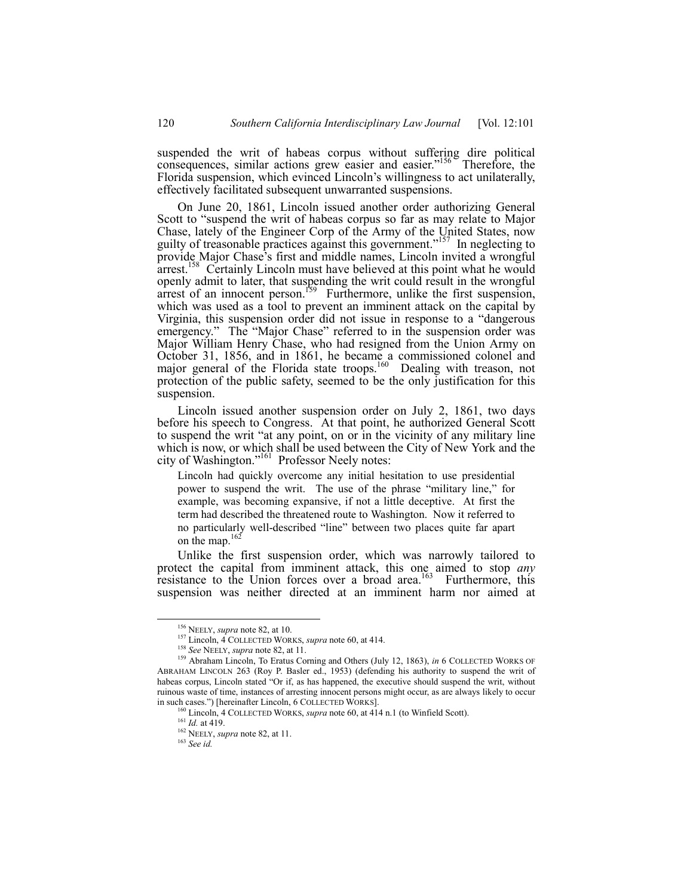suspended the writ of habeas corpus without suffering dire political consequences, similar actions grew easier and easier."[156] Therefore, the Florida suspension, which evinced Lincoln's willingness to act unilaterally, effectively facilitated subsequent unwarranted suspensions.

On June 20, 1861, Lincoln issued another order authorizing General Scott to "suspend the writ of habeas corpus so far as may relate to Major Chase, lately of the Engineer Corp of the Army of the United States, now guilty of treasonable practices against this government."[157] In neglecting to provide Major Chase's first and middle names, Lincoln invited a wrongful arrest.[158] Certainly Lincoln must have believed at this point what he would openly admit to later, that suspending the writ could result in the wrongful arrest of an innocent person.[159] Furthermore, unlike the first suspension, which was used as a tool to prevent an imminent attack on the capital by Virginia, this suspension order did not issue in response to a "dangerous emergency." The "Major Chase" referred to in the suspension order was Major William Henry Chase, who had resigned from the Union Army on October 31, 1856, and in 1861, he became a commissioned colonel and major general of the Florida state troops.[160] Dealing with treason, not protection of the public safety, seemed to be the only justification for this suspension.

Lincoln issued another suspension order on July 2, 1861, two days before his speech to Congress. At that point, he authorized General Scott to suspend the writ "at any point, on or in the vicinity of any military line which is now, or which shall be used between the City of New York and the city of Washington."[161] Professor Neely notes:

> Lincoln had quickly overcome any initial hesitation to use presidential power to suspend the writ. The use of the phrase "military line," for example, was becoming expansive, if not a little deceptive. At first the term had described the threatened route to Washington. Now it referred to no particularly well-described "line" between two places quite far apart on the map.[162]

Unlike the first suspension order, which was narrowly tailored to protect the capital from imminent attack, this one aimed to stop *any* resistance to the Union forces over a broad area.[163] Furthermore, this suspension was neither directed at an imminent harm nor aimed at

---

[156] NEELY, *supra* note 82, at 10.

[157] Lincoln, 4 COLLECTED WORKS, *supra* note 60, at 414.

[158] *See* NEELY, *supra* note 82, at 11.

[159] Abraham Lincoln, To Eratus Corning and Others (July 12, 1863), *in* 6 COLLECTED WORKS OF ABRAHAM LINCOLN 263 (Roy P. Basler ed., 1953) (defending his authority to suspend the writ of habeas corpus, Lincoln stated "Or if, as has happened, the executive should suspend the writ, without ruinous waste of time, instances of arresting innocent persons might occur, as are always likely to occur in such cases.") [hereinafter Lincoln, 6 COLLECTED WORKS].

[160] Lincoln, 4 COLLECTED WORKS, *supra* note 60, at 414 n.1 (to Winfield Scott).

[161] *Id.* at 419.

[162] NEELY, *supra* note 82, at 11.

[163] *See id.*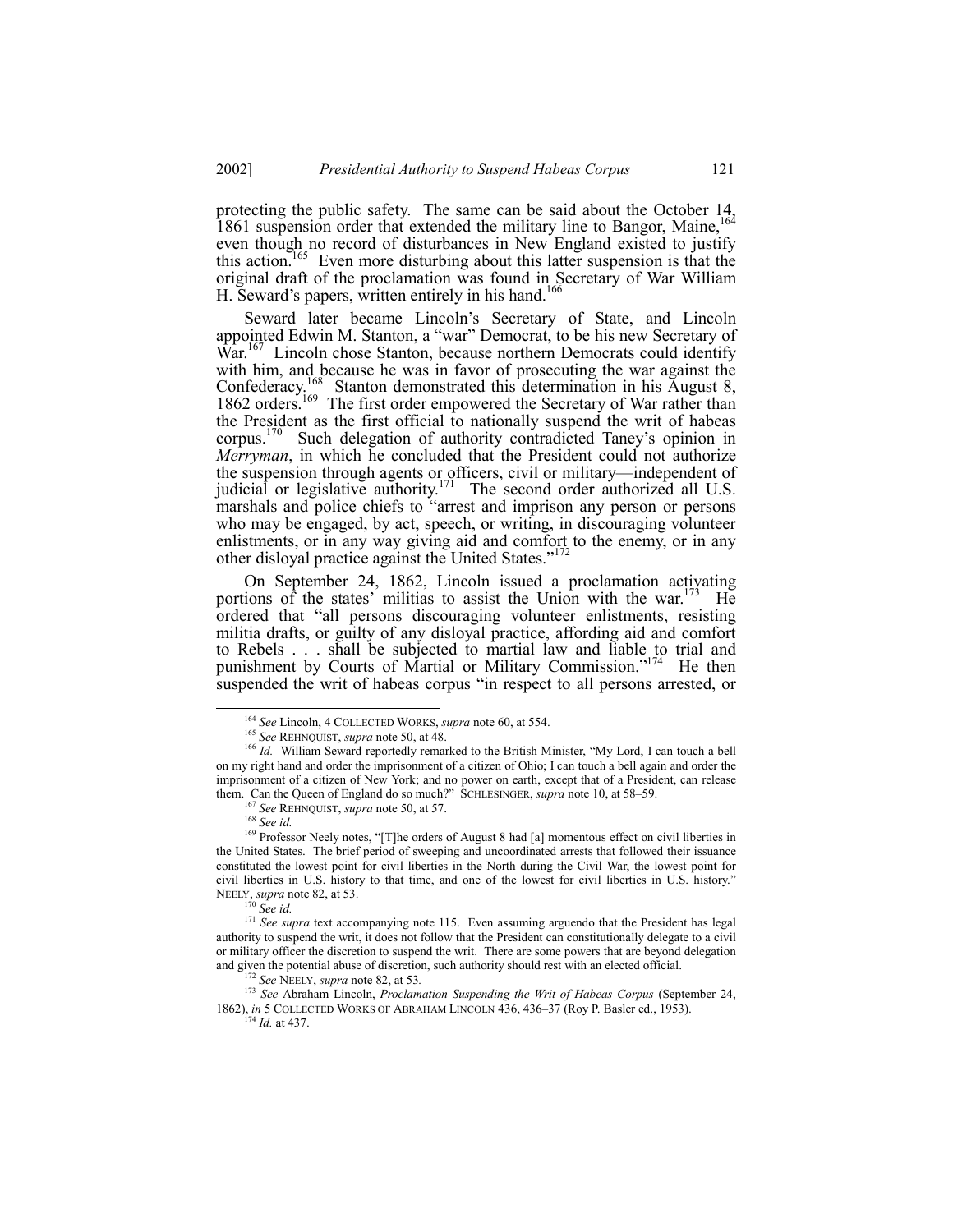protecting the public safety. The same can be said about the October 14, 1861 suspension order that extended the military line to Bangor, Maine,[164] even though no record of disturbances in New England existed to justify this action.[165] Even more disturbing about this latter suspension is that the original draft of the proclamation was found in Secretary of War William H. Seward's papers, written entirely in his hand.[166]

Seward later became Lincoln's Secretary of State, and Lincoln appointed Edwin M. Stanton, a "war" Democrat, to be his new Secretary of War.[167] Lincoln chose Stanton, because northern Democrats could identify with him, and because he was in favor of prosecuting the war against the Confederacy.[168] Stanton demonstrated this determination in his August 8, 1862 orders.[169] The first order empowered the Secretary of War rather than the President as the first official to nationally suspend the writ of habeas corpus.[170] Such delegation of authority contradicted Taney's opinion in *Merryman*, in which he concluded that the President could not authorize the suspension through agents or officers, civil or military—independent of judicial or legislative authority.[171] The second order authorized all U.S. marshals and police chiefs to "arrest and imprison any person or persons who may be engaged, by act, speech, or writing, in discouraging volunteer enlistments, or in any way giving aid and comfort to the enemy, or in any other disloyal practice against the United States."[172]

On September 24, 1862, Lincoln issued a proclamation activating portions of the states' militias to assist the Union with the war.[173] He ordered that "all persons discouraging volunteer enlistments, resisting militia drafts, or guilty of any disloyal practice, affording aid and comfort to Rebels . . . shall be subjected to martial law and liable to trial and punishment by Courts of Martial or Military Commission."[174] He then suspended the writ of habeas corpus "in respect to all persons arrested, or

---

[164] *See* Lincoln, 4 COLLECTED WORKS, *supra* note 60, at 554.

[165] *See* REHNQUIST, *supra* note 50, at 48.

[166] *Id.* William Seward reportedly remarked to the British Minister, "My Lord, I can touch a bell on my right hand and order the imprisonment of a citizen of Ohio; I can touch a bell again and order the imprisonment of a citizen of New York; and no power on earth, except that of a President, can release them. Can the Queen of England do so much?" SCHLESINGER, *supra* note 10, at 58–59.

[167] *See* REHNQUIST, *supra* note 50, at 57.

[168] *See id.*

[169] Professor Neely notes, "[T]he orders of August 8 had [a] momentous effect on civil liberties in the United States. The brief period of sweeping and uncoordinated arrests that followed their issuance constituted the lowest point for civil liberties in the North during the Civil War, the lowest point for civil liberties in U.S. history to that time, and one of the lowest for civil liberties in U.S. history." NEELY, *supra* note 82, at 53.

[170] *See id.*

[171] *See supra* text accompanying note 115. Even assuming arguendo that the President has legal authority to suspend the writ, it does not follow that the President can constitutionally delegate to a civil or military officer the discretion to suspend the writ. There are some powers that are beyond delegation and given the potential abuse of discretion, such authority should rest with an elected official.

[172] *See* NEELY, *supra* note 82, at 53.

[173] *See* Abraham Lincoln, *Proclamation Suspending the Writ of Habeas Corpus* (September 24, 1862), *in* 5 COLLECTED WORKS OF ABRAHAM LINCOLN 436, 436–37 (Roy P. Basler ed., 1953).

[174] *Id.* at 437.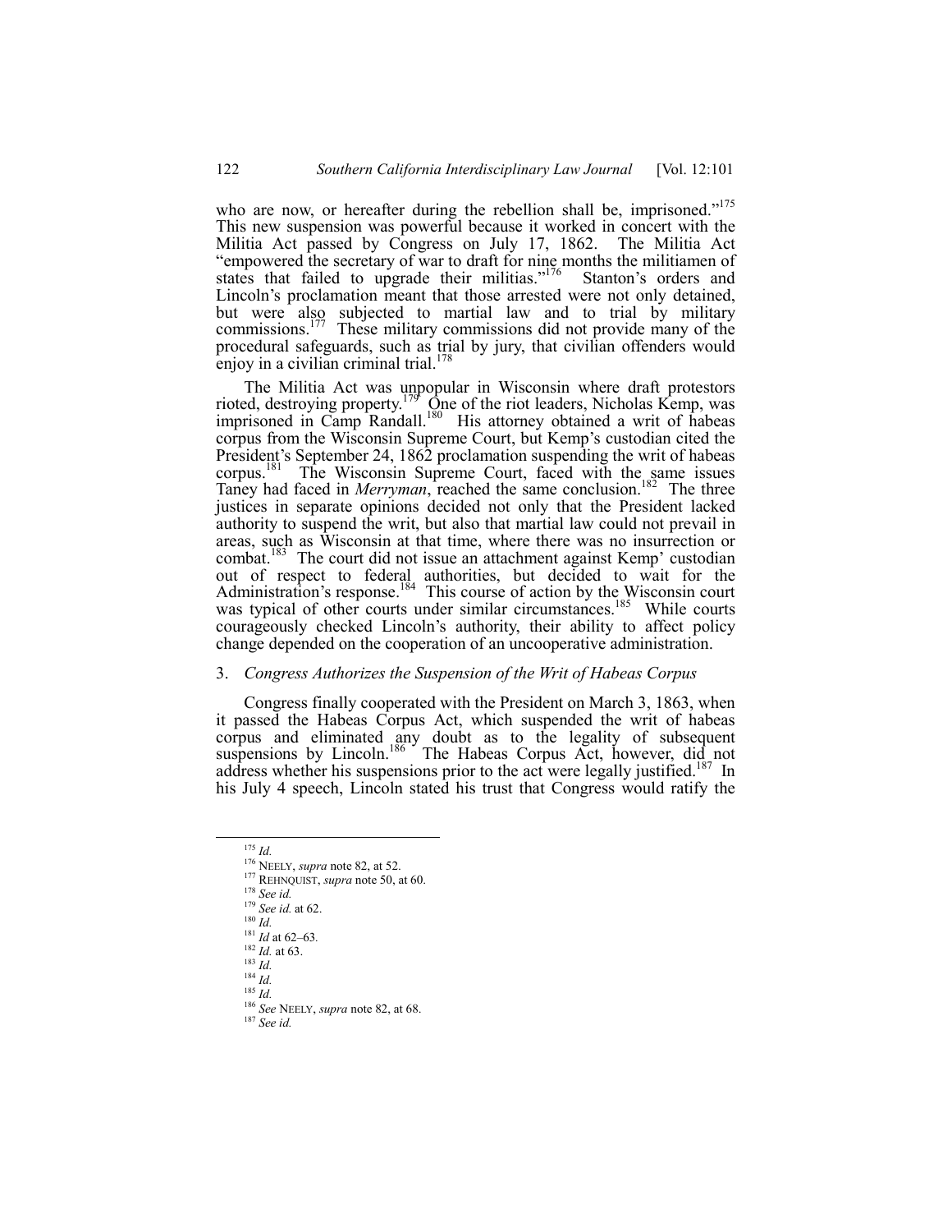who are now, or hereafter during the rebellion shall be, imprisoned."[175] This new suspension was powerful because it worked in concert with the Militia Act passed by Congress on July 17, 1862. The Militia Act "empowered the secretary of war to draft for nine months the militiamen of states that failed to upgrade their militias."[176] Stanton's orders and Lincoln's proclamation meant that those arrested were not only detained, but were also subjected to martial law and to trial by military commissions.[177] These military commissions did not provide many of the procedural safeguards, such as trial by jury, that civilian offenders would enjoy in a civilian criminal trial.[178]

The Militia Act was unpopular in Wisconsin where draft protestors rioted, destroying property.[179] One of the riot leaders, Nicholas Kemp, was imprisoned in Camp Randall.[180] His attorney obtained a writ of habeas corpus from the Wisconsin Supreme Court, but Kemp's custodian cited the President's September 24, 1862 proclamation suspending the writ of habeas corpus.[181] The Wisconsin Supreme Court, faced with the same issues Taney had faced in *Merryman*, reached the same conclusion.[182] The three justices in separate opinions decided not only that the President lacked authority to suspend the writ, but also that martial law could not prevail in areas, such as Wisconsin at that time, where there was no insurrection or combat.[183] The court did not issue an attachment against Kemp' custodian out of respect to federal authorities, but decided to wait for the Administration's response.[184] This course of action by the Wisconsin court was typical of other courts under similar circumstances.[185] While courts courageously checked Lincoln's authority, their ability to affect policy change depended on the cooperation of an uncooperative administration.

### 3. *Congress Authorizes the Suspension of the Writ of Habeas Corpus*

Congress finally cooperated with the President on March 3, 1863, when it passed the Habeas Corpus Act, which suspended the writ of habeas corpus and eliminated any doubt as to the legality of subsequent suspensions by Lincoln.[186] The Habeas Corpus Act, however, did not address whether his suspensions prior to the act were legally justified.[187] In his July 4 speech, Lincoln stated his trust that Congress would ratify the

---

[175] *Id.*
[176] NEELY, *supra* note 82, at 52.
[177] REHNQUIST, *supra* note 50, at 60.
[178] *See id.*
[179] *See id.* at 62.
[180] *Id.*
[181] *Id* at 62–63.
[182] *Id.* at 63.
[183] *Id.*
[184] *Id.*
[185] *Id.*
[186] *See* NEELY, *supra* note 82, at 68.
[187] *See id.*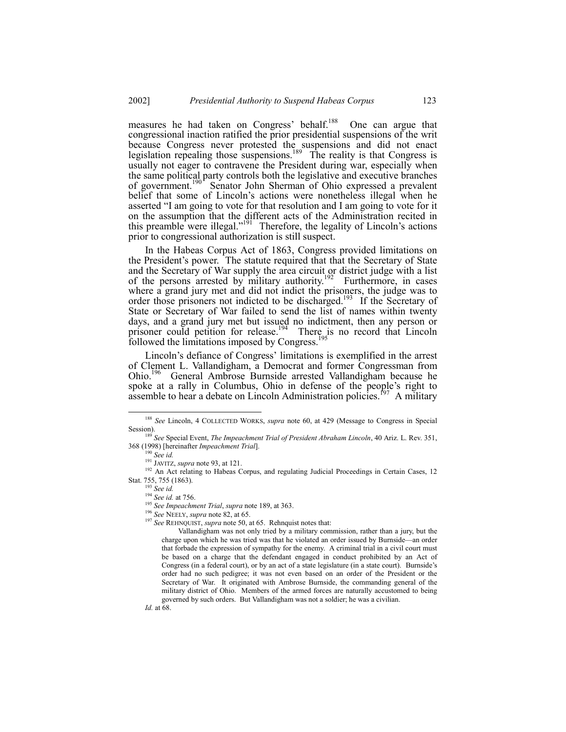measures he had taken on Congress' behalf.[188] One can argue that congressional inaction ratified the prior presidential suspensions of the writ because Congress never protested the suspensions and did not enact legislation repealing those suspensions.[189] The reality is that Congress is usually not eager to contravene the President during war, especially when the same political party controls both the legislative and executive branches of government.[190] Senator John Sherman of Ohio expressed a prevalent belief that some of Lincoln's actions were nonetheless illegal when he asserted "I am going to vote for that resolution and I am going to vote for it on the assumption that the different acts of the Administration recited in this preamble were illegal."[191] Therefore, the legality of Lincoln's actions prior to congressional authorization is still suspect.

In the Habeas Corpus Act of 1863, Congress provided limitations on the President's power. The statute required that that the Secretary of State and the Secretary of War supply the area circuit or district judge with a list of the persons arrested by military authority.[192] Furthermore, in cases where a grand jury met and did not indict the prisoners, the judge was to order those prisoners not indicted to be discharged.[193] If the Secretary of State or Secretary of War failed to send the list of names within twenty days, and a grand jury met but issued no indictment, then any person or prisoner could petition for release.[194] There is no record that Lincoln followed the limitations imposed by Congress.[195]

Lincoln's defiance of Congress' limitations is exemplified in the arrest of Clement L. Vallandigham, a Democrat and former Congressman from Ohio.[196] General Ambrose Burnside arrested Vallandigham because he spoke at a rally in Columbus, Ohio in defense of the people's right to assemble to hear a debate on Lincoln Administration policies.[197] A military

---

[188] *See* Lincoln, 4 COLLECTED WORKS, *supra* note 60, at 429 (Message to Congress in Special Session).

[189] *See* Special Event, *The Impeachment Trial of President Abraham Lincoln*, 40 Ariz. L. Rev. 351, 368 (1998) [hereinafter *Impeachment Trial*].

[190] *See id.*

[191] JAVITZ, *supra* note 93, at 121.

[192] An Act relating to Habeas Corpus, and regulating Judicial Proceedings in Certain Cases, 12 Stat. 755, 755 (1863).

[193] *See id.*

[194] *See id.* at 756.

[195] *See Impeachment Trial*, *supra* note 189, at 363.

[196] *See* NEELY, *supra* note 82, at 65.

[197] *See* REHNQUIST, *supra* note 50, at 65. Rehnquist notes that:

> Vallandigham was not only tried by a military commission, rather than a jury, but the charge upon which he was tried was that he violated an order issued by Burnside—an order that forbade the expression of sympathy for the enemy. A criminal trial in a civil court must be based on a charge that the defendant engaged in conduct prohibited by an Act of Congress (in a federal court), or by an act of a state legislature (in a state court). Burnside's order had no such pedigree; it was not even based on an order of the President or the Secretary of War. It originated with Ambrose Burnside, the commanding general of the military district of Ohio. Members of the armed forces are naturally accustomed to being governed by such orders. But Vallandigham was not a soldier; he was a civilian.

*Id.* at 68.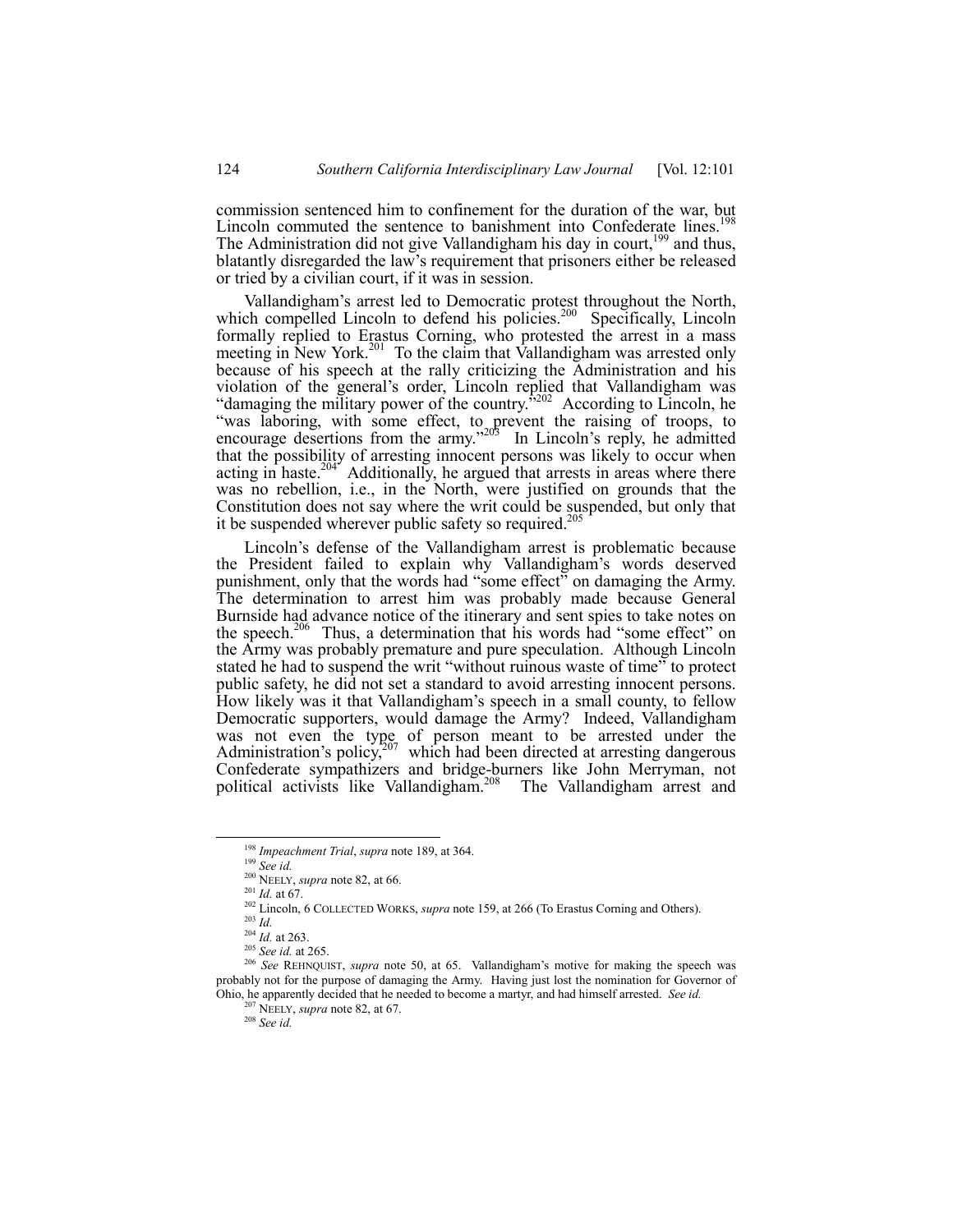commission sentenced him to confinement for the duration of the war, but Lincoln commuted the sentence to banishment into Confederate lines.[198] The Administration did not give Vallandigham his day in court,[199] and thus, blatantly disregarded the law's requirement that prisoners either be released or tried by a civilian court, if it was in session.

Vallandigham's arrest led to Democratic protest throughout the North, which compelled Lincoln to defend his policies.[200] Specifically, Lincoln formally replied to Erastus Corning, who protested the arrest in a mass meeting in New York.[201] To the claim that Vallandigham was arrested only because of his speech at the rally criticizing the Administration and his violation of the general's order, Lincoln replied that Vallandigham was "damaging the military power of the country."[202] According to Lincoln, he "was laboring, with some effect, to prevent the raising of troops, to encourage desertions from the army."[203] In Lincoln's reply, he admitted that the possibility of arresting innocent persons was likely to occur when acting in haste.[204] Additionally, he argued that arrests in areas where there was no rebellion, i.e., in the North, were justified on grounds that the Constitution does not say where the writ could be suspended, but only that it be suspended wherever public safety so required.[205]

Lincoln's defense of the Vallandigham arrest is problematic because the President failed to explain why Vallandigham's words deserved punishment, only that the words had "some effect" on damaging the Army. The determination to arrest him was probably made because General Burnside had advance notice of the itinerary and sent spies to take notes on the speech.[206] Thus, a determination that his words had "some effect" on the Army was probably premature and pure speculation. Although Lincoln stated he had to suspend the writ "without ruinous waste of time" to protect public safety, he did not set a standard to avoid arresting innocent persons. How likely was it that Vallandigham's speech in a small county, to fellow Democratic supporters, would damage the Army? Indeed, Vallandigham was not even the type of person meant to be arrested under the Administration's policy,[207] which had been directed at arresting dangerous Confederate sympathizers and bridge-burners like John Merryman, not political activists like Vallandigham.[208] The Vallandigham arrest and

---

[198] *Impeachment Trial*, *supra* note 189, at 364.

[199] *See id.*

[200] NEELY, *supra* note 82, at 66.

[201] *Id.* at 67.

[202] Lincoln, 6 COLLECTED WORKS, *supra* note 159, at 266 (To Erastus Corning and Others).

[203] *Id.*

[204] *Id.* at 263.

[205] *See id.* at 265.

[206] *See* REHNQUIST, *supra* note 50, at 65. Vallandigham's motive for making the speech was probably not for the purpose of damaging the Army. Having just lost the nomination for Governor of Ohio, he apparently decided that he needed to become a martyr, and had himself arrested. *See id.*

[207] NEELY, *supra* note 82, at 67.

[208] *See id.*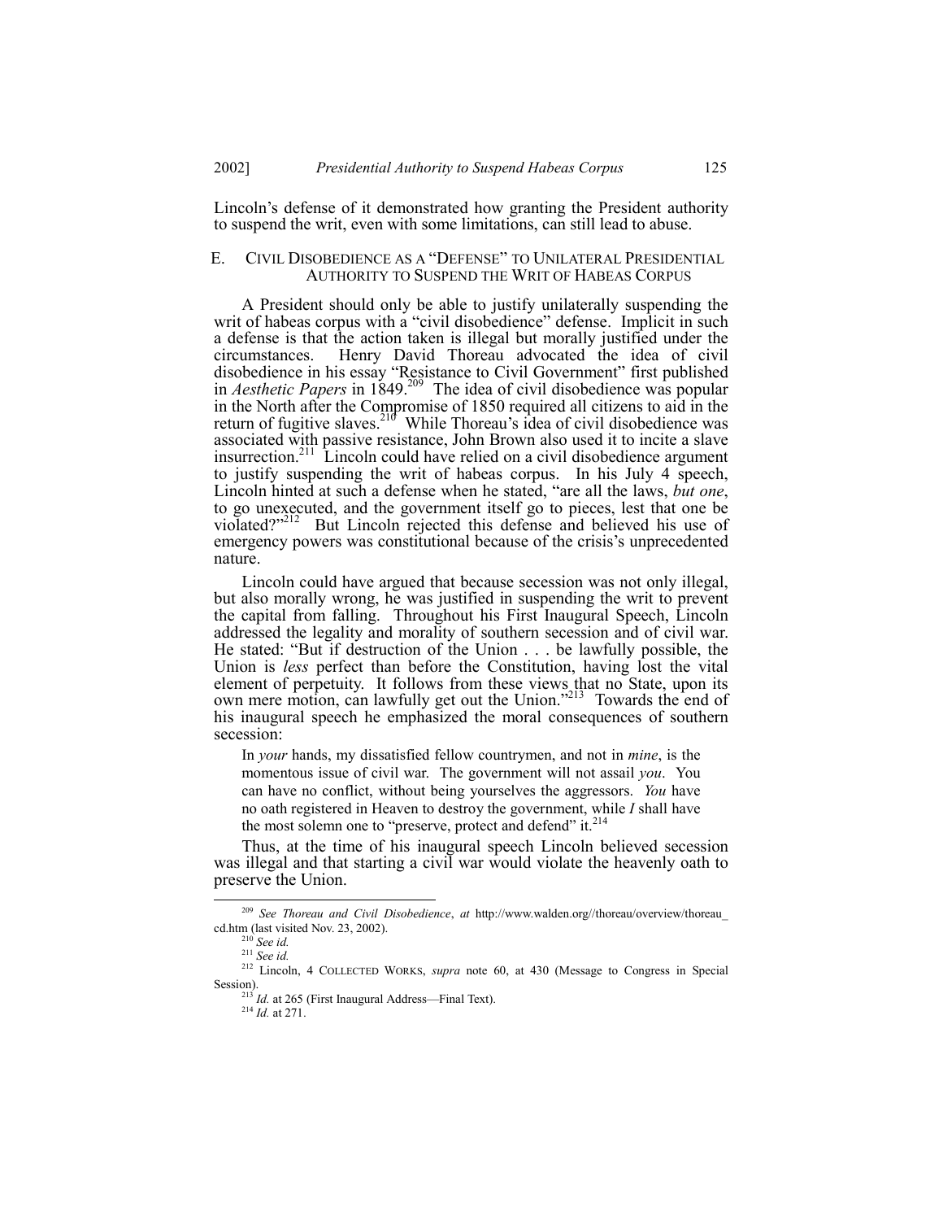Lincoln's defense of it demonstrated how granting the President authority to suspend the writ, even with some limitations, can still lead to abuse.

### E. CIVIL DISOBEDIENCE AS A "DEFENSE" TO UNILATERAL PRESIDENTIAL AUTHORITY TO SUSPEND THE WRIT OF HABEAS CORPUS

A President should only be able to justify unilaterally suspending the writ of habeas corpus with a "civil disobedience" defense. Implicit in such a defense is that the action taken is illegal but morally justified under the circumstances. Henry David Thoreau advocated the idea of civil disobedience in his essay "Resistance to Civil Government" first published in *Aesthetic Papers* in 1849.[209] The idea of civil disobedience was popular in the North after the Compromise of 1850 required all citizens to aid in the return of fugitive slaves.[210] While Thoreau's idea of civil disobedience was associated with passive resistance, John Brown also used it to incite a slave insurrection.[211] Lincoln could have relied on a civil disobedience argument to justify suspending the writ of habeas corpus. In his July 4 speech, Lincoln hinted at such a defense when he stated, "are all the laws, *but one*, to go unexecuted, and the government itself go to pieces, lest that one be violated?"[212] But Lincoln rejected this defense and believed his use of emergency powers was constitutional because of the crisis's unprecedented nature.

Lincoln could have argued that because secession was not only illegal, but also morally wrong, he was justified in suspending the writ to prevent the capital from falling. Throughout his First Inaugural Speech, Lincoln addressed the legality and morality of southern secession and of civil war. He stated: "But if destruction of the Union . . . be lawfully possible, the Union is *less* perfect than before the Constitution, having lost the vital element of perpetuity. It follows from these views that no State, upon its own mere motion, can lawfully get out the Union."[213] Towards the end of his inaugural speech he emphasized the moral consequences of southern secession:

> In *your* hands, my dissatisfied fellow countrymen, and not in *mine*, is the momentous issue of civil war. The government will not assail *you*. You can have no conflict, without being yourselves the aggressors. *You* have no oath registered in Heaven to destroy the government, while *I* shall have the most solemn one to "preserve, protect and defend" it.[214]

Thus, at the time of his inaugural speech Lincoln believed secession was illegal and that starting a civil war would violate the heavenly oath to preserve the Union.

---

[209] *See Thoreau and Civil Disobedience*, *at* http://www.walden.org//thoreau/overview/thoreau_cd.htm (last visited Nov. 23, 2002).

[210] *See id.*

[211] *See id.*

[212] Lincoln, 4 COLLECTED WORKS, *supra* note 60, at 430 (Message to Congress in Special Session).

[213] *Id.* at 265 (First Inaugural Address—Final Text).

[214] *Id.* at 271.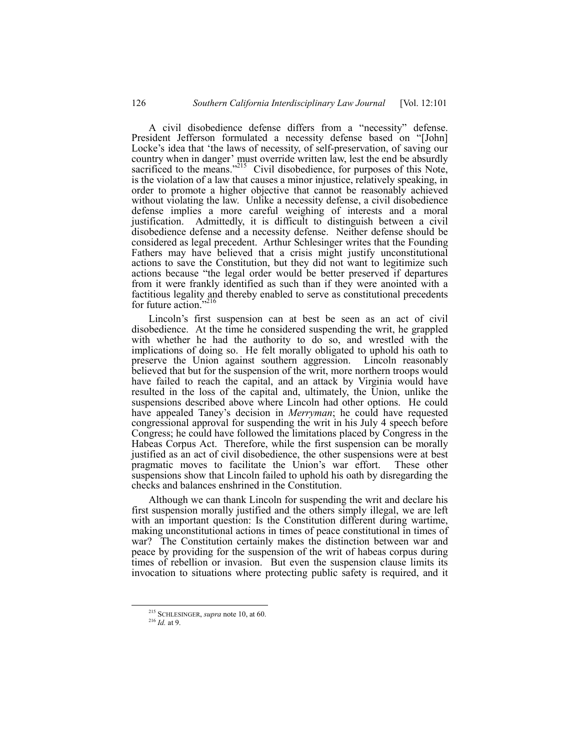A civil disobedience defense differs from a "necessity" defense. President Jefferson formulated a necessity defense based on "[John] Locke's idea that 'the laws of necessity, of self-preservation, of saving our country when in danger' must override written law, lest the end be absurdly sacrificed to the means."[215] Civil disobedience, for purposes of this Note, is the violation of a law that causes a minor injustice, relatively speaking, in order to promote a higher objective that cannot be reasonably achieved without violating the law. Unlike a necessity defense, a civil disobedience defense implies a more careful weighing of interests and a moral justification. Admittedly, it is difficult to distinguish between a civil disobedience defense and a necessity defense. Neither defense should be considered as legal precedent. Arthur Schlesinger writes that the Founding Fathers may have believed that a crisis might justify unconstitutional actions to save the Constitution, but they did not want to legitimize such actions because "the legal order would be better preserved if departures from it were frankly identified as such than if they were anointed with a factitious legality and thereby enabled to serve as constitutional precedents for future action."[216]

Lincoln's first suspension can at best be seen as an act of civil disobedience. At the time he considered suspending the writ, he grappled with whether he had the authority to do so, and wrestled with the implications of doing so. He felt morally obligated to uphold his oath to preserve the Union against southern aggression. Lincoln reasonably believed that but for the suspension of the writ, more northern troops would have failed to reach the capital, and an attack by Virginia would have resulted in the loss of the capital and, ultimately, the Union, unlike the suspensions described above where Lincoln had other options. He could have appealed Taney's decision in *Merryman*; he could have requested congressional approval for suspending the writ in his July 4 speech before Congress; he could have followed the limitations placed by Congress in the Habeas Corpus Act. Therefore, while the first suspension can be morally justified as an act of civil disobedience, the other suspensions were at best pragmatic moves to facilitate the Union's war effort. These other suspensions show that Lincoln failed to uphold his oath by disregarding the checks and balances enshrined in the Constitution.

Although we can thank Lincoln for suspending the writ and declare his first suspension morally justified and the others simply illegal, we are left with an important question: Is the Constitution different during wartime, making unconstitutional actions in times of peace constitutional in times of war? The Constitution certainly makes the distinction between war and peace by providing for the suspension of the writ of habeas corpus during times of rebellion or invasion. But even the suspension clause limits its invocation to situations where protecting public safety is required, and it

---

[215] SCHLESINGER, *supra* note 10, at 60.

[216] *Id.* at 9.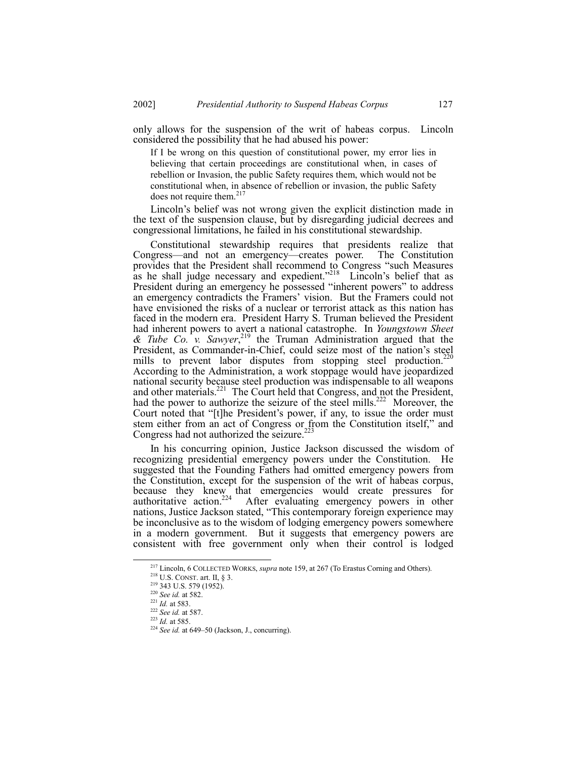only allows for the suspension of the writ of habeas corpus. Lincoln considered the possibility that he had abused his power:

> If I be wrong on this question of constitutional power, my error lies in believing that certain proceedings are constitutional when, in cases of rebellion or Invasion, the public Safety requires them, which would not be constitutional when, in absence of rebellion or invasion, the public Safety does not require them.[217]

Lincoln's belief was not wrong given the explicit distinction made in the text of the suspension clause, but by disregarding judicial decrees and congressional limitations, he failed in his constitutional stewardship.

Constitutional stewardship requires that presidents realize that Congress—and not an emergency—creates power. The Constitution provides that the President shall recommend to Congress "such Measures as he shall judge necessary and expedient."[218] Lincoln's belief that as President during an emergency he possessed "inherent powers" to address an emergency contradicts the Framers' vision. But the Framers could not have envisioned the risks of a nuclear or terrorist attack as this nation has faced in the modern era. President Harry S. Truman believed the President had inherent powers to avert a national catastrophe. In *Youngstown Sheet & Tube Co. v. Sawyer*,[219] the Truman Administration argued that the President, as Commander-in-Chief, could seize most of the nation's steel mills to prevent labor disputes from stopping steel production.[220] According to the Administration, a work stoppage would have jeopardized national security because steel production was indispensable to all weapons and other materials.[221] The Court held that Congress, and not the President, had the power to authorize the seizure of the steel mills.[222] Moreover, the Court noted that "[t]he President's power, if any, to issue the order must stem either from an act of Congress or from the Constitution itself," and Congress had not authorized the seizure.[223]

In his concurring opinion, Justice Jackson discussed the wisdom of recognizing presidential emergency powers under the Constitution. He suggested that the Founding Fathers had omitted emergency powers from the Constitution, except for the suspension of the writ of habeas corpus, because they knew that emergencies would create pressures for authoritative action.[224] After evaluating emergency powers in other nations, Justice Jackson stated, "This contemporary foreign experience may be inconclusive as to the wisdom of lodging emergency powers somewhere in a modern government. But it suggests that emergency powers are consistent with free government only when their control is lodged

---

[217] Lincoln, 6 COLLECTED WORKS, *supra* note 159, at 267 (To Erastus Corning and Others).

[218] U.S. CONST. art. II, § 3.

[219] 343 U.S. 579 (1952).

[220] *See id.* at 582.

[221] *Id.* at 583.

[222] *See id.* at 587.

[223] *Id.* at 585.

[224] *See id.* at 649–50 (Jackson, J., concurring).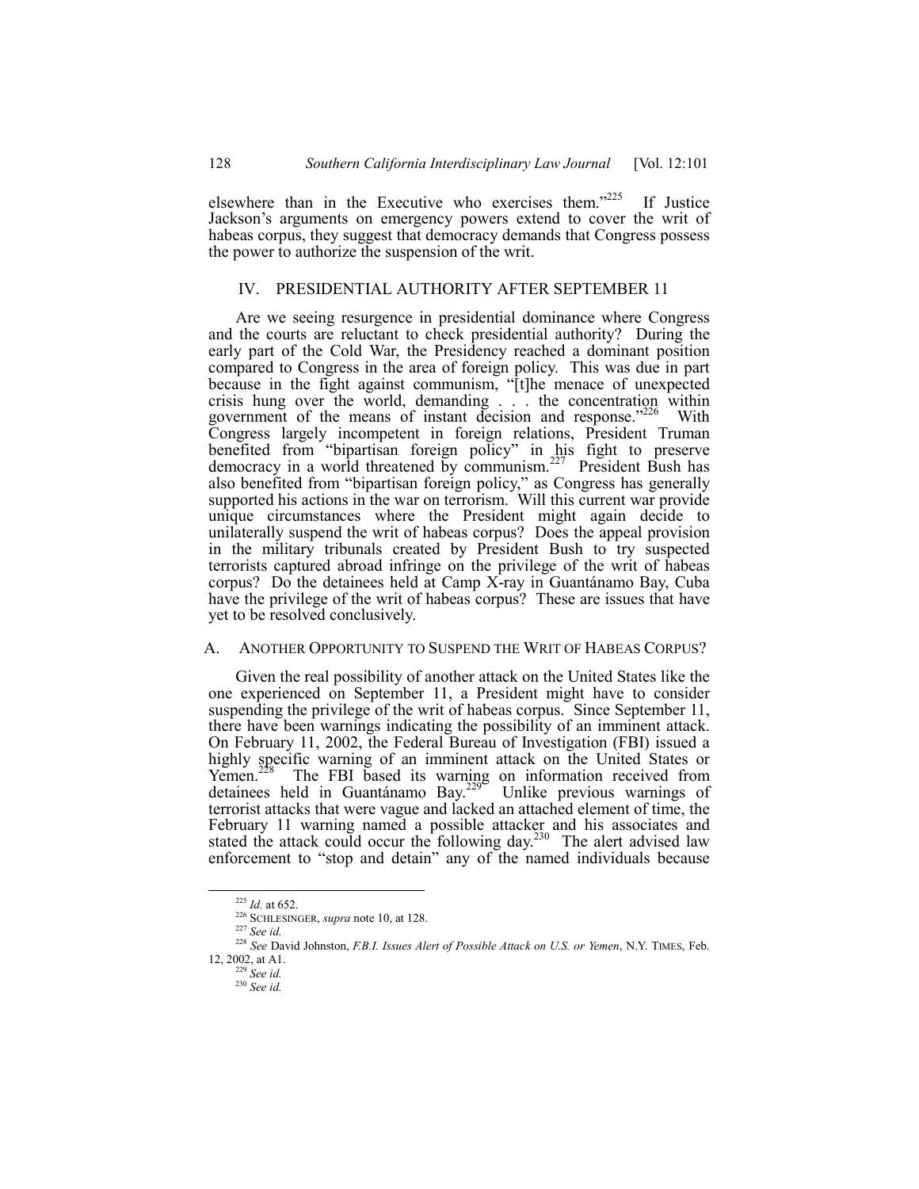elsewhere than in the Executive who exercises them."[225] If Justice Jackson's arguments on emergency powers extend to cover the writ of habeas corpus, they suggest that democracy demands that Congress possess the power to authorize the suspension of the writ.

## IV. PRESIDENTIAL AUTHORITY AFTER SEPTEMBER 11

Are we seeing resurgence in presidential dominance where Congress and the courts are reluctant to check presidential authority? During the early part of the Cold War, the Presidency reached a dominant position compared to Congress in the area of foreign policy. This was due in part because in the fight against communism, "[t]he menace of unexpected crisis hung over the world, demanding . . . the concentration within government of the means of instant decision and response."[226] With Congress largely incompetent in foreign relations, President Truman benefited from "bipartisan foreign policy" in his fight to preserve democracy in a world threatened by communism.[227] President Bush has also benefited from "bipartisan foreign policy," as Congress has generally supported his actions in the war on terrorism. Will this current war provide unique circumstances where the President might again decide to unilaterally suspend the writ of habeas corpus? Does the appeal provision in the military tribunals created by President Bush to try suspected terrorists captured abroad infringe on the privilege of the writ of habeas corpus? Do the detainees held at Camp X-ray in Guantánamo Bay, Cuba have the privilege of the writ of habeas corpus? These are issues that have yet to be resolved conclusively.

### A. ANOTHER OPPORTUNITY TO SUSPEND THE WRIT OF HABEAS CORPUS?

Given the real possibility of another attack on the United States like the one experienced on September 11, a President might have to consider suspending the privilege of the writ of habeas corpus. Since September 11, there have been warnings indicating the possibility of an imminent attack. On February 11, 2002, the Federal Bureau of Investigation (FBI) issued a highly specific warning of an imminent attack on the United States or Yemen.[228] The FBI based its warning on information received from detainees held in Guantánamo Bay.[229] Unlike previous warnings of terrorist attacks that were vague and lacked an attached element of time, the February 11 warning named a possible attacker and his associates and stated the attack could occur the following day.[230] The alert advised law enforcement to "stop and detain" any of the named individuals because

---

[225] *Id.* at 652.

[226] SCHLESINGER, *supra* note 10, at 128.

[227] *See id.*

[228] *See* David Johnston, *F.B.I. Issues Alert of Possible Attack on U.S. or Yemen*, N.Y. TIMES, Feb. 12, 2002, at A1.

[229] *See id.*

[230] *See id.*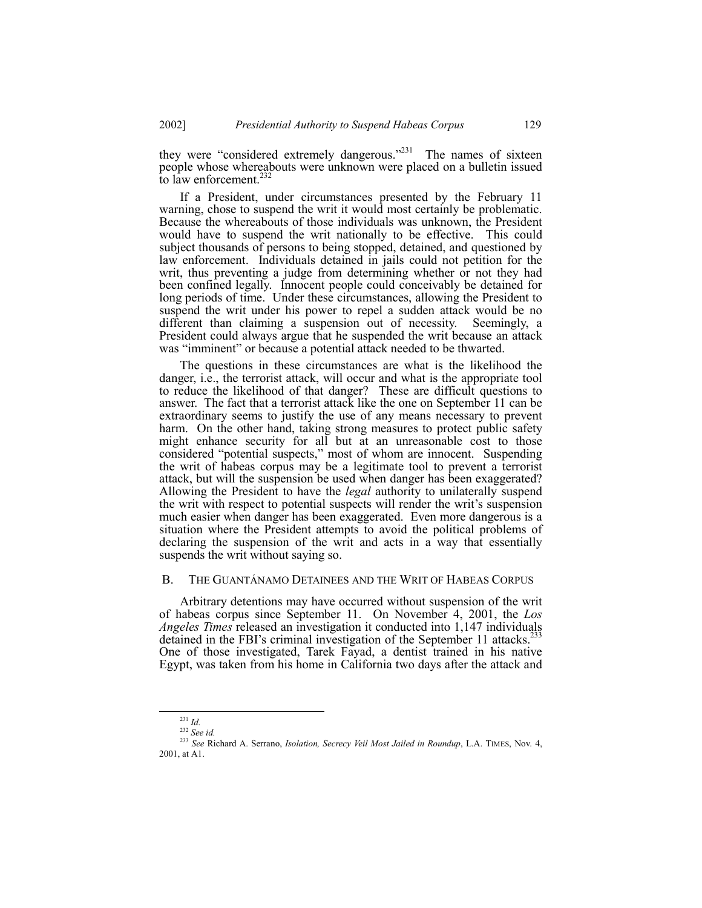they were "considered extremely dangerous."[231] The names of sixteen people whose whereabouts were unknown were placed on a bulletin issued to law enforcement.[232]

If a President, under circumstances presented by the February 11 warning, chose to suspend the writ it would most certainly be problematic. Because the whereabouts of those individuals was unknown, the President would have to suspend the writ nationally to be effective. This could subject thousands of persons to being stopped, detained, and questioned by law enforcement. Individuals detained in jails could not petition for the writ, thus preventing a judge from determining whether or not they had been confined legally. Innocent people could conceivably be detained for long periods of time. Under these circumstances, allowing the President to suspend the writ under his power to repel a sudden attack would be no different than claiming a suspension out of necessity. Seemingly, a President could always argue that he suspended the writ because an attack was "imminent" or because a potential attack needed to be thwarted.

The questions in these circumstances are what is the likelihood the danger, i.e., the terrorist attack, will occur and what is the appropriate tool to reduce the likelihood of that danger? These are difficult questions to answer. The fact that a terrorist attack like the one on September 11 can be extraordinary seems to justify the use of any means necessary to prevent harm. On the other hand, taking strong measures to protect public safety might enhance security for all but at an unreasonable cost to those considered "potential suspects," most of whom are innocent. Suspending the writ of habeas corpus may be a legitimate tool to prevent a terrorist attack, but will the suspension be used when danger has been exaggerated? Allowing the President to have the *legal* authority to unilaterally suspend the writ with respect to potential suspects will render the writ's suspension much easier when danger has been exaggerated. Even more dangerous is a situation where the President attempts to avoid the political problems of declaring the suspension of the writ and acts in a way that essentially suspends the writ without saying so.

## B. THE GUANTÁNAMO DETAINEES AND THE WRIT OF HABEAS CORPUS

Arbitrary detentions may have occurred without suspension of the writ of habeas corpus since September 11. On November 4, 2001, the *Los Angeles Times* released an investigation it conducted into 1,147 individuals detained in the FBI's criminal investigation of the September 11 attacks.[233] One of those investigated, Tarek Fayad, a dentist trained in his native Egypt, was taken from his home in California two days after the attack and

---

[231] *Id.*

[232] *See id.*

[233] *See* Richard A. Serrano, *Isolation, Secrecy Veil Most Jailed in Roundup*, L.A. TIMES, Nov. 4, 2001, at A1.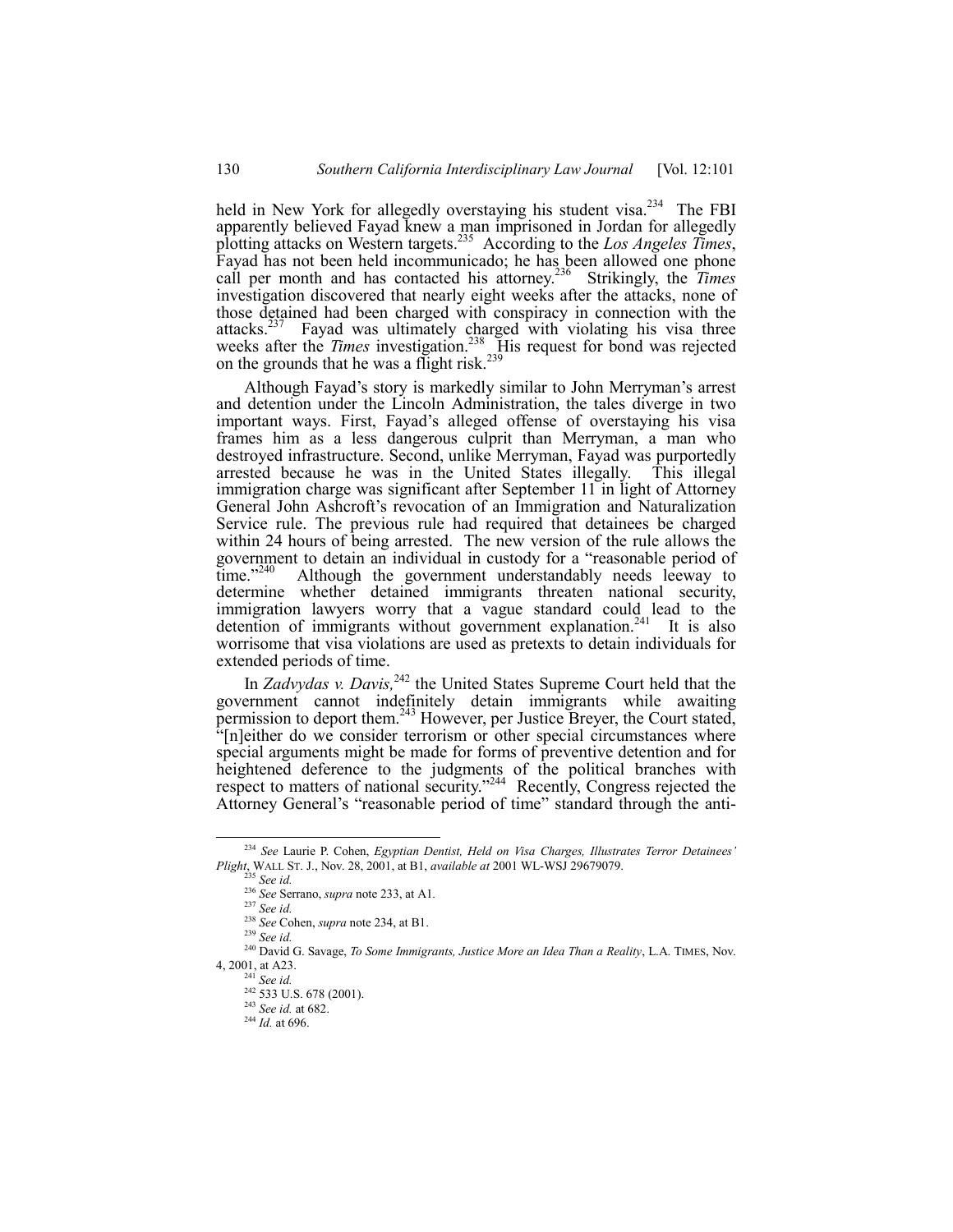held in New York for allegedly overstaying his student visa.[234] The FBI apparently believed Fayad knew a man imprisoned in Jordan for allegedly plotting attacks on Western targets.[235] According to the *Los Angeles Times*, Fayad has not been held incommunicado; he has been allowed one phone call per month and has contacted his attorney.[236] Strikingly, the *Times* investigation discovered that nearly eight weeks after the attacks, none of those detained had been charged with conspiracy in connection with the attacks.[237] Fayad was ultimately charged with violating his visa three weeks after the *Times* investigation.[238] His request for bond was rejected on the grounds that he was a flight risk.[239]

Although Fayad's story is markedly similar to John Merryman's arrest and detention under the Lincoln Administration, the tales diverge in two important ways. First, Fayad's alleged offense of overstaying his visa frames him as a less dangerous culprit than Merryman, a man who destroyed infrastructure. Second, unlike Merryman, Fayad was purportedly arrested because he was in the United States illegally. This illegal immigration charge was significant after September 11 in light of Attorney General John Ashcroft's revocation of an Immigration and Naturalization Service rule. The previous rule had required that detainees be charged within 24 hours of being arrested. The new version of the rule allows the government to detain an individual in custody for a "reasonable period of time."[240] Although the government understandably needs leeway to determine whether detained immigrants threaten national security, immigration lawyers worry that a vague standard could lead to the detention of immigrants without government explanation.[241] It is also worrisome that visa violations are used as pretexts to detain individuals for extended periods of time.

In *Zadvydas v. Davis,*[242] the United States Supreme Court held that the government cannot indefinitely detain immigrants while awaiting permission to deport them.[243] However, per Justice Breyer, the Court stated, "[n]either do we consider terrorism or other special circumstances where special arguments might be made for forms of preventive detention and for heightened deference to the judgments of the political branches with respect to matters of national security."[244] Recently, Congress rejected the Attorney General's "reasonable period of time" standard through the anti-

---

[234] *See* Laurie P. Cohen, *Egyptian Dentist, Held on Visa Charges, Illustrates Terror Detainees' Plight*, WALL ST. J., Nov. 28, 2001, at B1, *available at* 2001 WL-WSJ 29679079.

[235] *See id.*

[236] *See* Serrano, *supra* note 233, at A1.

[237] *See id.*

[238] *See* Cohen, *supra* note 234, at B1.

[239] *See id.*

[240] David G. Savage, *To Some Immigrants, Justice More an Idea Than a Reality*, L.A. TIMES, Nov. 4, 2001, at A23.

[241] *See id.*

[242] 533 U.S. 678 (2001).

[243] *See id.* at 682.

[244] *Id.* at 696.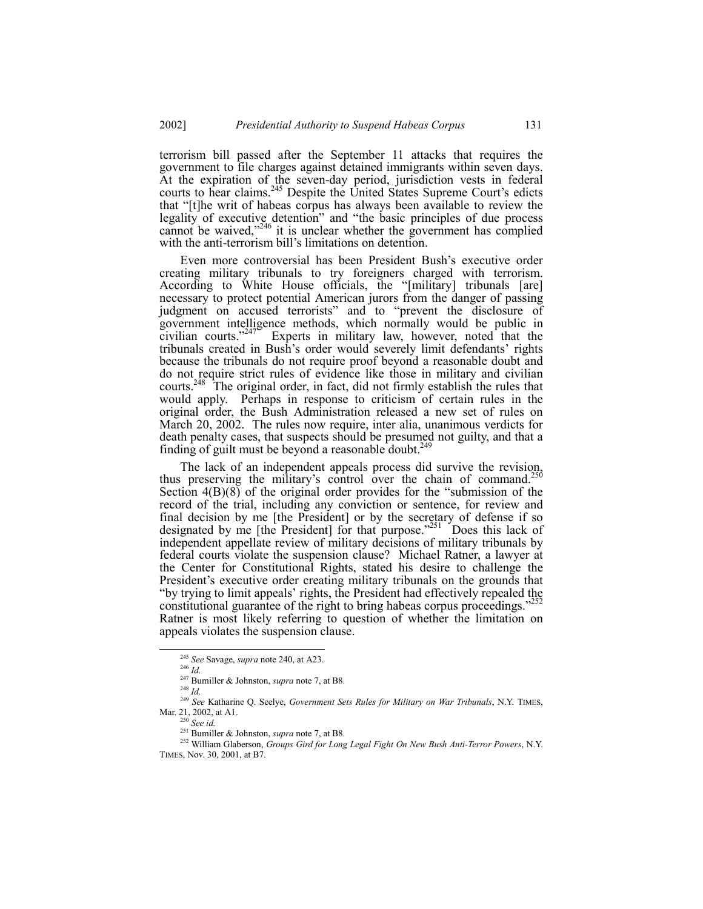terrorism bill passed after the September 11 attacks that requires the government to file charges against detained immigrants within seven days. At the expiration of the seven-day period, jurisdiction vests in federal courts to hear claims.[245] Despite the United States Supreme Court's edicts that "[t]he writ of habeas corpus has always been available to review the legality of executive detention" and "the basic principles of due process cannot be waived,"[246] it is unclear whether the government has complied with the anti-terrorism bill's limitations on detention.

Even more controversial has been President Bush's executive order creating military tribunals to try foreigners charged with terrorism. According to White House officials, the "[military] tribunals [are] necessary to protect potential American jurors from the danger of passing judgment on accused terrorists" and to "prevent the disclosure of government intelligence methods, which normally would be public in civilian courts."[247] Experts in military law, however, noted that the tribunals created in Bush's order would severely limit defendants' rights because the tribunals do not require proof beyond a reasonable doubt and do not require strict rules of evidence like those in military and civilian courts.[248] The original order, in fact, did not firmly establish the rules that would apply. Perhaps in response to criticism of certain rules in the original order, the Bush Administration released a new set of rules on March 20, 2002. The rules now require, inter alia, unanimous verdicts for death penalty cases, that suspects should be presumed not guilty, and that a finding of guilt must be beyond a reasonable doubt.[249]

The lack of an independent appeals process did survive the revision, thus preserving the military's control over the chain of command.[250] Section 4(B)(8) of the original order provides for the "submission of the record of the trial, including any conviction or sentence, for review and final decision by me [the President] or by the secretary of defense if so designated by me [the President] for that purpose."[251] Does this lack of independent appellate review of military decisions of military tribunals by federal courts violate the suspension clause? Michael Ratner, a lawyer at the Center for Constitutional Rights, stated his desire to challenge the President's executive order creating military tribunals on the grounds that "by trying to limit appeals' rights, the President had effectively repealed the constitutional guarantee of the right to bring habeas corpus proceedings."[252] Ratner is most likely referring to question of whether the limitation on appeals violates the suspension clause.

---

[245] *See* Savage, *supra* note 240, at A23.

[246] *Id.*

[247] Bumiller & Johnston, *supra* note 7, at B8.

[248] *Id.*

[249] *See* Katharine Q. Seelye, *Government Sets Rules for Military on War Tribunals*, N.Y. TIMES, Mar. 21, 2002, at A1.

[250] *See id.*

[251] Bumiller & Johnston, *supra* note 7, at B8.

[252] William Glaberson, *Groups Gird for Long Legal Fight On New Bush Anti-Terror Powers*, N.Y. TIMES, Nov. 30, 2001, at B7.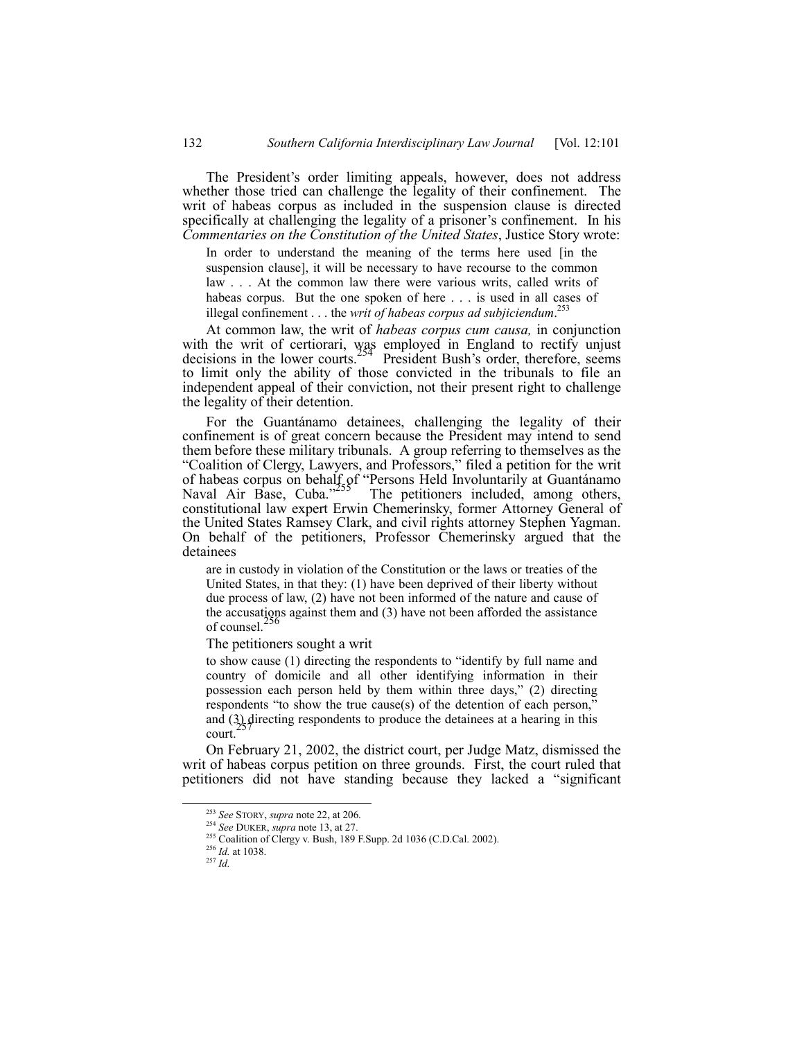The President's order limiting appeals, however, does not address whether those tried can challenge the legality of their confinement. The writ of habeas corpus as included in the suspension clause is directed specifically at challenging the legality of a prisoner's confinement. In his *Commentaries on the Constitution of the United States*, Justice Story wrote:

> In order to understand the meaning of the terms here used [in the suspension clause], it will be necessary to have recourse to the common law . . . At the common law there were various writs, called writs of habeas corpus. But the one spoken of here . . . is used in all cases of illegal confinement . . . the *writ of habeas corpus ad subjiciendum*.[253]

At common law, the writ of *habeas corpus cum causa,* in conjunction with the writ of certiorari, was employed in England to rectify unjust decisions in the lower courts.[254] President Bush's order, therefore, seems to limit only the ability of those convicted in the tribunals to file an independent appeal of their conviction, not their present right to challenge the legality of their detention.

For the Guantánamo detainees, challenging the legality of their confinement is of great concern because the President may intend to send them before these military tribunals. A group referring to themselves as the "Coalition of Clergy, Lawyers, and Professors," filed a petition for the writ of habeas corpus on behalf of "Persons Held Involuntarily at Guantánamo Naval Air Base, Cuba."[255] The petitioners included, among others, constitutional law expert Erwin Chemerinsky, former Attorney General of the United States Ramsey Clark, and civil rights attorney Stephen Yagman. On behalf of the petitioners, Professor Chemerinsky argued that the detainees

> are in custody in violation of the Constitution or the laws or treaties of the United States, in that they: (1) have been deprived of their liberty without due process of law, (2) have not been informed of the nature and cause of the accusations against them and (3) have not been afforded the assistance of counsel.[256]

The petitioners sought a writ

> to show cause (1) directing the respondents to "identify by full name and country of domicile and all other identifying information in their possession each person held by them within three days," (2) directing respondents "to show the true cause(s) of the detention of each person," and (3) directing respondents to produce the detainees at a hearing in this court.[257]

On February 21, 2002, the district court, per Judge Matz, dismissed the writ of habeas corpus petition on three grounds. First, the court ruled that petitioners did not have standing because they lacked a "significant

---

[253] *See* STORY, *supra* note 22, at 206.

[254] *See* DUKER, *supra* note 13, at 27.

[255] Coalition of Clergy v. Bush, 189 F.Supp. 2d 1036 (C.D.Cal. 2002).

[256] *Id.* at 1038.

[257] *Id.*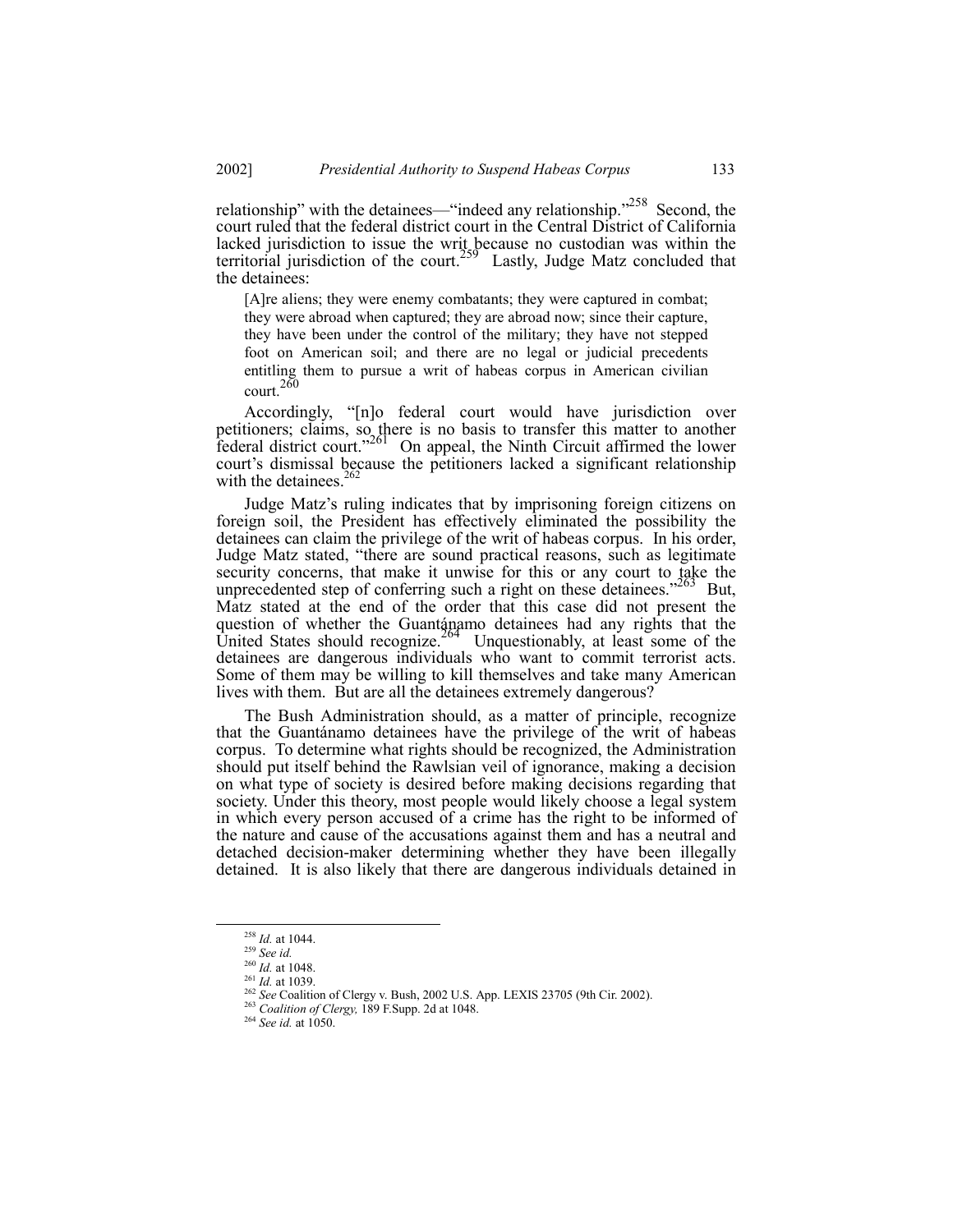relationship" with the detainees—"indeed any relationship."[258] Second, the court ruled that the federal district court in the Central District of California lacked jurisdiction to issue the writ because no custodian was within the territorial jurisdiction of the court.[259] Lastly, Judge Matz concluded that the detainees:

> [A]re aliens; they were enemy combatants; they were captured in combat; they were abroad when captured; they are abroad now; since their capture, they have been under the control of the military; they have not stepped foot on American soil; and there are no legal or judicial precedents entitling them to pursue a writ of habeas corpus in American civilian court.[260]

Accordingly, "[n]o federal court would have jurisdiction over petitioners; claims, so there is no basis to transfer this matter to another federal district court."[261] On appeal, the Ninth Circuit affirmed the lower court's dismissal because the petitioners lacked a significant relationship with the detainees.[262]

Judge Matz's ruling indicates that by imprisoning foreign citizens on foreign soil, the President has effectively eliminated the possibility the detainees can claim the privilege of the writ of habeas corpus. In his order, Judge Matz stated, "there are sound practical reasons, such as legitimate security concerns, that make it unwise for this or any court to take the unprecedented step of conferring such a right on these detainees."[263] But, Matz stated at the end of the order that this case did not present the question of whether the Guantánamo detainees had any rights that the United States should recognize.[264] Unquestionably, at least some of the detainees are dangerous individuals who want to commit terrorist acts. Some of them may be willing to kill themselves and take many American lives with them. But are all the detainees extremely dangerous?

The Bush Administration should, as a matter of principle, recognize that the Guantánamo detainees have the privilege of the writ of habeas corpus. To determine what rights should be recognized, the Administration should put itself behind the Rawlsian veil of ignorance, making a decision on what type of society is desired before making decisions regarding that society. Under this theory, most people would likely choose a legal system in which every person accused of a crime has the right to be informed of the nature and cause of the accusations against them and has a neutral and detached decision-maker determining whether they have been illegally detained. It is also likely that there are dangerous individuals detained in

---

[258] *Id.* at 1044.

[259] *See id.*

[260] *Id.* at 1048.

[261] *Id.* at 1039.

[262] *See* Coalition of Clergy v. Bush, 2002 U.S. App. LEXIS 23705 (9th Cir. 2002).

[263] *Coalition of Clergy,* 189 F.Supp. 2d at 1048.

[264] *See id.* at 1050.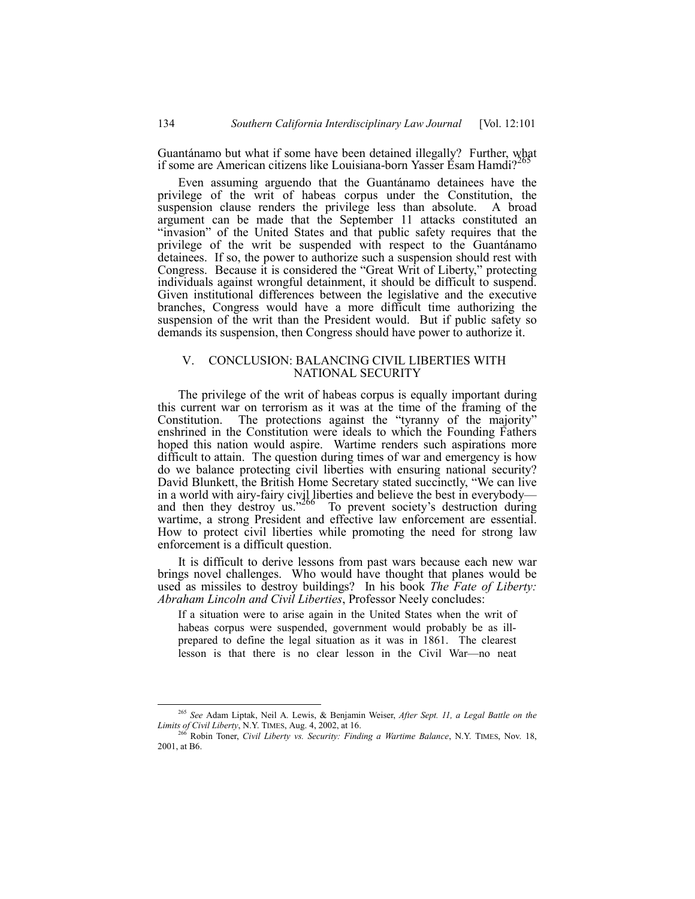Guantánamo but what if some have been detained illegally? Further, what if some are American citizens like Louisiana-born Yasser Esam Hamdi?[265]

Even assuming arguendo that the Guantánamo detainees have the privilege of the writ of habeas corpus under the Constitution, the suspension clause renders the privilege less than absolute. A broad argument can be made that the September 11 attacks constituted an "invasion" of the United States and that public safety requires that the privilege of the writ be suspended with respect to the Guantánamo detainees. If so, the power to authorize such a suspension should rest with Congress. Because it is considered the "Great Writ of Liberty," protecting individuals against wrongful detainment, it should be difficult to suspend. Given institutional differences between the legislative and the executive branches, Congress would have a more difficult time authorizing the suspension of the writ than the President would. But if public safety so demands its suspension, then Congress should have power to authorize it.

## V. CONCLUSION: BALANCING CIVIL LIBERTIES WITH NATIONAL SECURITY

The privilege of the writ of habeas corpus is equally important during this current war on terrorism as it was at the time of the framing of the Constitution. The protections against the "tyranny of the majority" enshrined in the Constitution were ideals to which the Founding Fathers hoped this nation would aspire. Wartime renders such aspirations more difficult to attain. The question during times of war and emergency is how do we balance protecting civil liberties with ensuring national security? David Blunkett, the British Home Secretary stated succinctly, "We can live in a world with airy-fairy civil liberties and believe the best in everybody—and then they destroy us."[266] To prevent society's destruction during wartime, a strong President and effective law enforcement are essential. How to protect civil liberties while promoting the need for strong law enforcement is a difficult question.

It is difficult to derive lessons from past wars because each new war brings novel challenges. Who would have thought that planes would be used as missiles to destroy buildings? In his book *The Fate of Liberty: Abraham Lincoln and Civil Liberties*, Professor Neely concludes:

> If a situation were to arise again in the United States when the writ of habeas corpus were suspended, government would probably be as ill-prepared to define the legal situation as it was in 1861. The clearest lesson is that there is no clear lesson in the Civil War—no neat

---

[265] *See* Adam Liptak, Neil A. Lewis, & Benjamin Weiser, *After Sept. 11, a Legal Battle on the Limits of Civil Liberty*, N.Y. TIMES, Aug. 4, 2002, at 16.

[266] Robin Toner, *Civil Liberty vs. Security: Finding a Wartime Balance*, N.Y. TIMES, Nov. 18, 2001, at B6.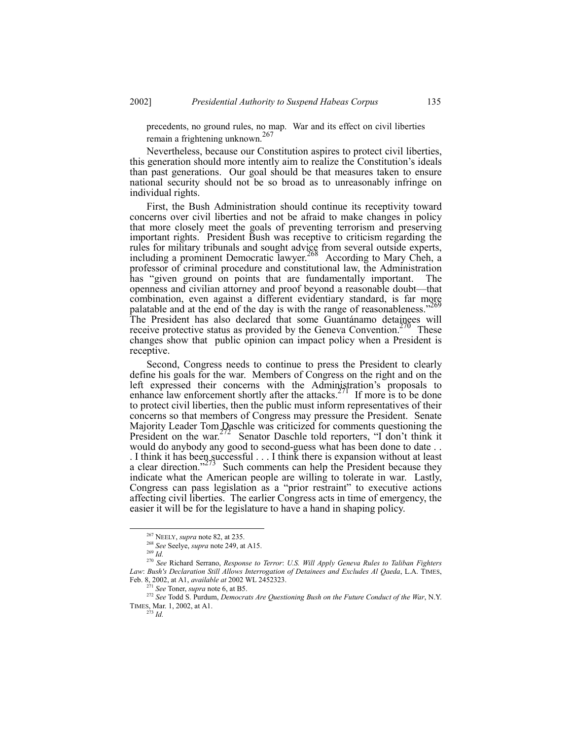precedents, no ground rules, no map. War and its effect on civil liberties remain a frightening unknown.[267]

Nevertheless, because our Constitution aspires to protect civil liberties, this generation should more intently aim to realize the Constitution's ideals than past generations. Our goal should be that measures taken to ensure national security should not be so broad as to unreasonably infringe on individual rights.

First, the Bush Administration should continue its receptivity toward concerns over civil liberties and not be afraid to make changes in policy that more closely meet the goals of preventing terrorism and preserving important rights. President Bush was receptive to criticism regarding the rules for military tribunals and sought advice from several outside experts, including a prominent Democratic lawyer.[268] According to Mary Cheh, a professor of criminal procedure and constitutional law, the Administration has "given ground on points that are fundamentally important. The openness and civilian attorney and proof beyond a reasonable doubt—that combination, even against a different evidentiary standard, is far more palatable and at the end of the day is with the range of reasonableness."[269] The President has also declared that some Guantánamo detainees will receive protective status as provided by the Geneva Convention.[270] These changes show that public opinion can impact policy when a President is receptive.

Second, Congress needs to continue to press the President to clearly define his goals for the war. Members of Congress on the right and on the left expressed their concerns with the Administration's proposals to enhance law enforcement shortly after the attacks.[271] If more is to be done to protect civil liberties, then the public must inform representatives of their concerns so that members of Congress may pressure the President. Senate Majority Leader Tom Daschle was criticized for comments questioning the President on the war.[272] Senator Daschle told reporters, "I don't think it would do anybody any good to second-guess what has been done to date . . . I think it has been successful . . . I think there is expansion without at least a clear direction."[273] Such comments can help the President because they indicate what the American people are willing to tolerate in war. Lastly, Congress can pass legislation as a "prior restraint" to executive actions affecting civil liberties. The earlier Congress acts in time of emergency, the easier it will be for the legislature to have a hand in shaping policy.

---

[267] NEELY, *supra* note 82, at 235.

[268] *See* Seelye, *supra* note 249, at A15.

[269] *Id.*

[270] *See* Richard Serrano, *Response to Terror*: *U.S. Will Apply Geneva Rules to Taliban Fighters Law*: *Bush's Declaration Still Allows Interrogation of Detainees and Excludes Al Qaeda*, L.A. TIMES, Feb. 8, 2002, at A1, *available at* 2002 WL 2452323.

[271] *See* Toner, *supra* note 6, at B5.

[272] *See* Todd S. Purdum, *Democrats Are Questioning Bush on the Future Conduct of the War*, N.Y. TIMES, Mar. 1, 2002, at A1.

[273] *Id.*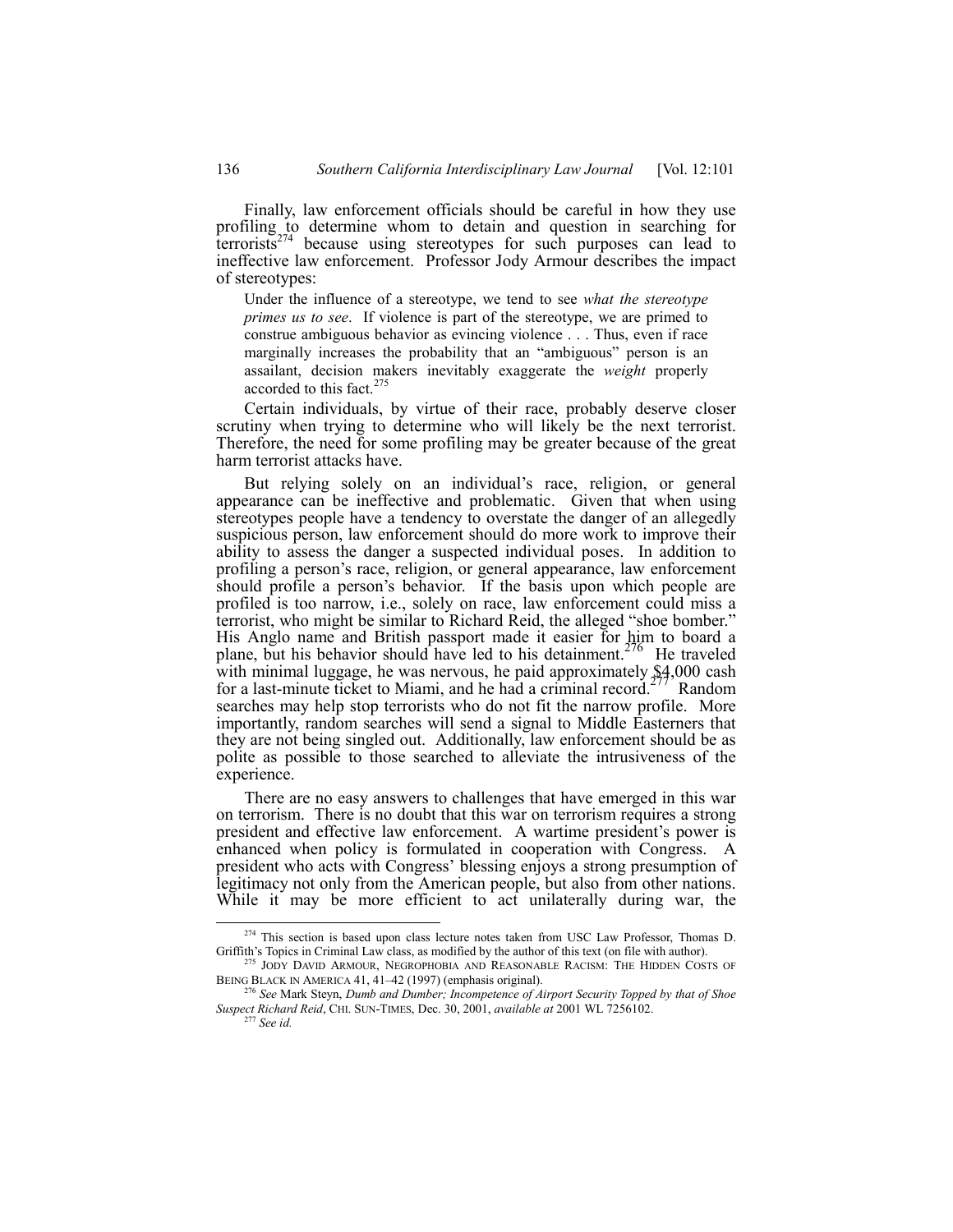Finally, law enforcement officials should be careful in how they use profiling to determine whom to detain and question in searching for terrorists[274] because using stereotypes for such purposes can lead to ineffective law enforcement. Professor Jody Armour describes the impact of stereotypes:

> Under the influence of a stereotype, we tend to see *what the stereotype primes us to see*. If violence is part of the stereotype, we are primed to construe ambiguous behavior as evincing violence . . . Thus, even if race marginally increases the probability that an "ambiguous" person is an assailant, decision makers inevitably exaggerate the *weight* properly accorded to this fact.[275]

Certain individuals, by virtue of their race, probably deserve closer scrutiny when trying to determine who will likely be the next terrorist. Therefore, the need for some profiling may be greater because of the great harm terrorist attacks have.

But relying solely on an individual's race, religion, or general appearance can be ineffective and problematic. Given that when using stereotypes people have a tendency to overstate the danger of an allegedly suspicious person, law enforcement should do more work to improve their ability to assess the danger a suspected individual poses. In addition to profiling a person's race, religion, or general appearance, law enforcement should profile a person's behavior. If the basis upon which people are profiled is too narrow, i.e., solely on race, law enforcement could miss a terrorist, who might be similar to Richard Reid, the alleged "shoe bomber." His Anglo name and British passport made it easier for him to board a plane, but his behavior should have led to his detainment.[276] He traveled with minimal luggage, he was nervous, he paid approximately $4,000 cash for a last-minute ticket to Miami, and he had a criminal record.[277] Random searches may help stop terrorists who do not fit the narrow profile. More importantly, random searches will send a signal to Middle Easterners that they are not being singled out. Additionally, law enforcement should be as polite as possible to those searched to alleviate the intrusiveness of the experience.

There are no easy answers to challenges that have emerged in this war on terrorism. There is no doubt that this war on terrorism requires a strong president and effective law enforcement. A wartime president's power is enhanced when policy is formulated in cooperation with Congress. A president who acts with Congress' blessing enjoys a strong presumption of legitimacy not only from the American people, but also from other nations. While it may be more efficient to act unilaterally during war, the

---

[274] This section is based upon class lecture notes taken from USC Law Professor, Thomas D. Griffith's Topics in Criminal Law class, as modified by the author of this text (on file with author).

[275] JODY DAVID ARMOUR, NEGROPHOBIA AND REASONABLE RACISM: THE HIDDEN COSTS OF BEING BLACK IN AMERICA 41, 41–42 (1997) (emphasis original).

[276] *See* Mark Steyn, *Dumb and Dumber; Incompetence of Airport Security Topped by that of Shoe Suspect Richard Reid*, CHI. SUN-TIMES, Dec. 30, 2001, *available at* 2001 WL 7256102.

[277] *See id.*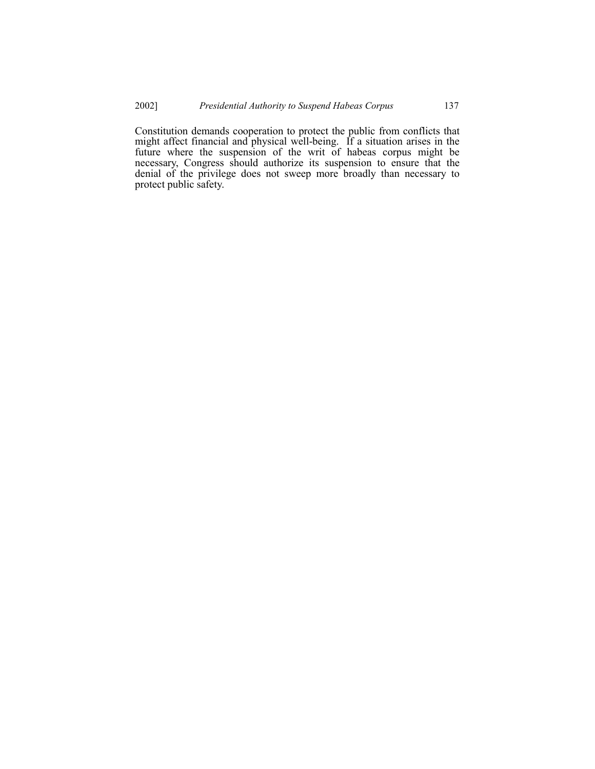Constitution demands cooperation to protect the public from conflicts that might affect financial and physical well-being. If a situation arises in the future where the suspension of the writ of habeas corpus might be necessary, Congress should authorize its suspension to ensure that the denial of the privilege does not sweep more broadly than necessary to protect public safety.